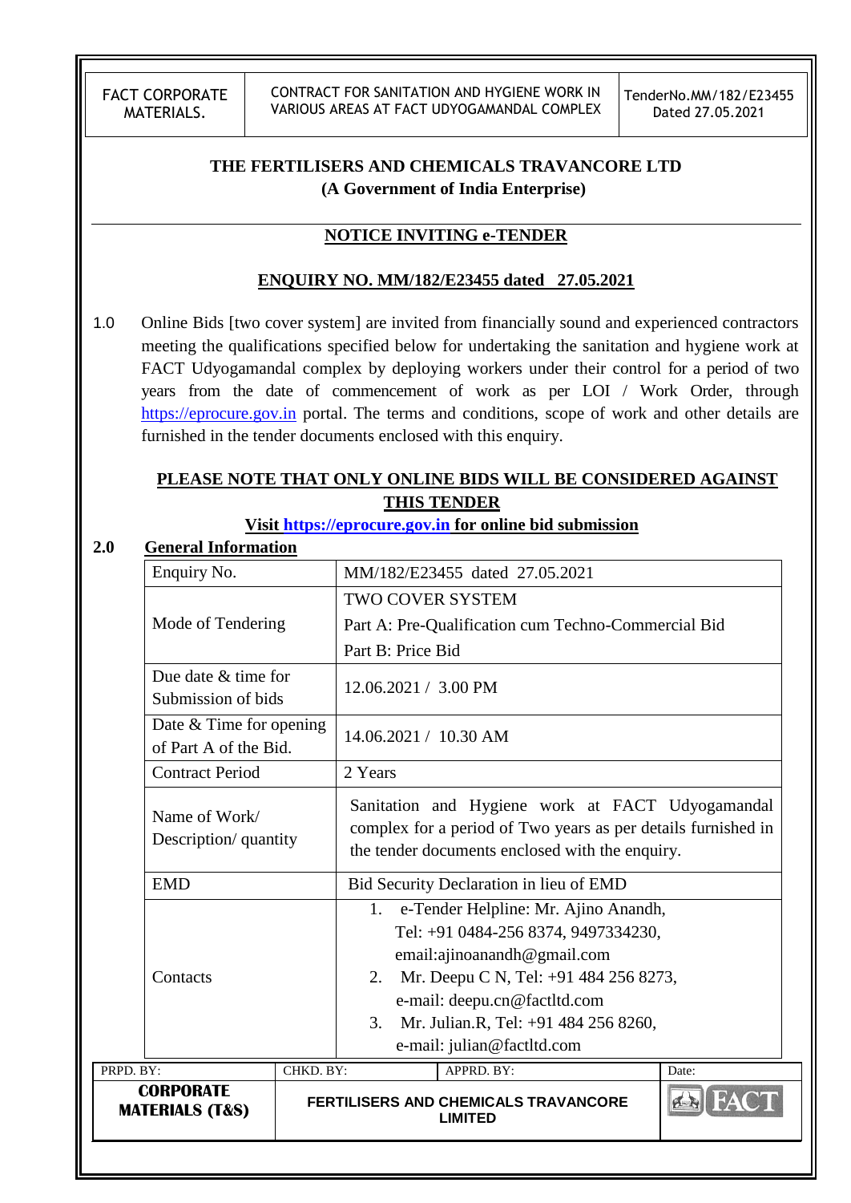# THE FERTILISERS AND CHEMICALS TRAVANCORE LTD
**(A Government of India Enterprise)**

## NOTICE INVITING e-TENDER

### ENQUIRY NO. MM/182/E23455 dated 27.05.2021

1.0 Online Bids [two cover system] are invited from financially sound and experienced contractors meeting the qualifications specified below for undertaking the sanitation and hygiene work at FACT Udyogamandal complex by deploying workers under their control for a period of two years from the date of commencement of work as per LOI / Work Order, through https://eprocure.gov.in portal. The terms and conditions, scope of work and other details are furnished in the tender documents enclosed with this enquiry.

**PLEASE NOTE THAT ONLY ONLINE BIDS WILL BE CONSIDERED AGAINST THIS TENDER**

**Visit https://eprocure.gov.in for online bid submission**

**2.0 General Information**

| | |
|---|---|
| Enquiry No. | MM/182/E23455 dated 27.05.2021 |
| Mode of Tendering | TWO COVER SYSTEM<br>Part A: Pre-Qualification cum Techno-Commercial Bid<br>Part B: Price Bid |
| Due date & time for Submission of bids | 12.06.2021 / 3.00 PM |
| Date & Time for opening of Part A of the Bid. | 14.06.2021 / 10.30 AM |
| Contract Period | 2 Years |
| Name of Work/ Description/ quantity | Sanitation and Hygiene work at FACT Udyogamandal complex for a period of Two years as per details furnished in the tender documents enclosed with the enquiry. |
| EMD | Bid Security Declaration in lieu of EMD |
| Contacts | 1. e-Tender Helpline: Mr. Ajino Anandh, Tel: +91 0484-256 8374, 9497334230, email:ajinoanandh@gmail.com<br>2. Mr. Deepu C N, Tel: +91 484 256 8273, e-mail: deepu.cn@factltd.com<br>3. Mr. Julian.R, Tel: +91 484 256 8260, e-mail: julian@factltd.com |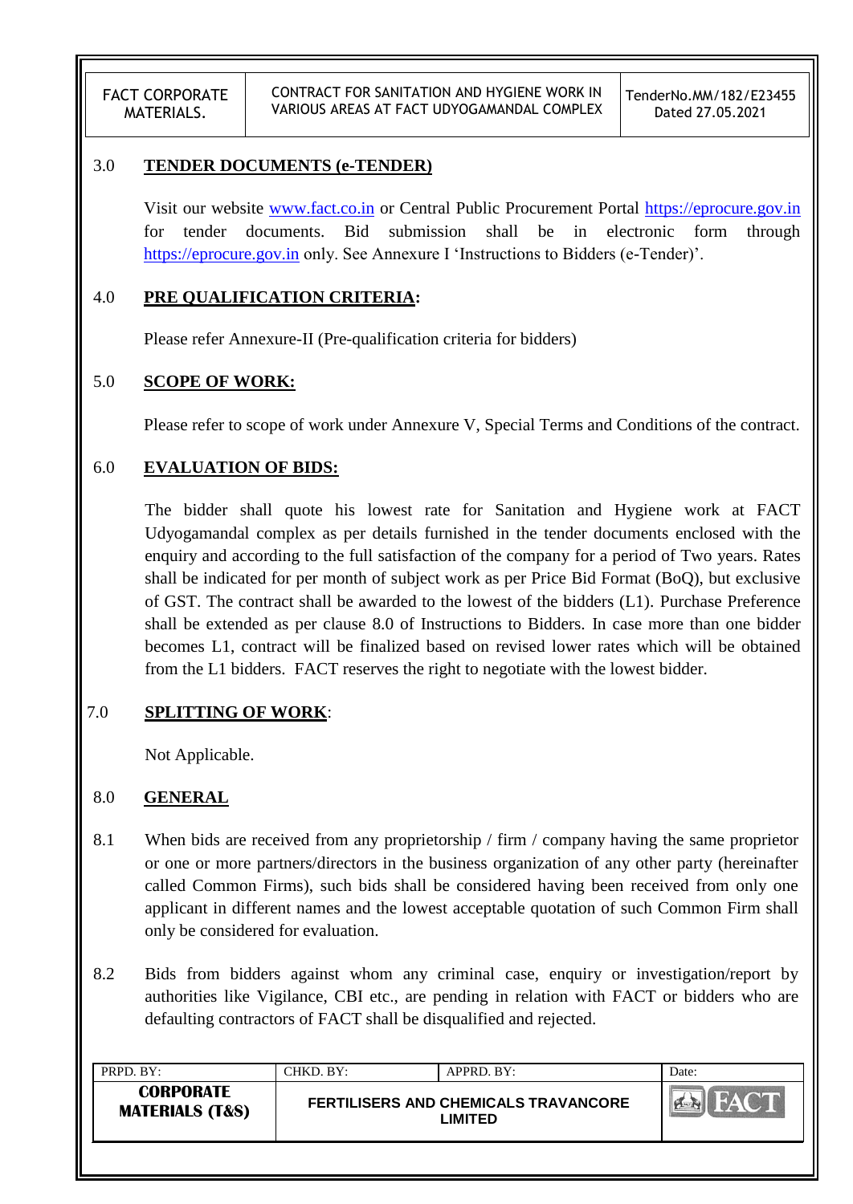## 3.0 TENDER DOCUMENTS (e-TENDER)

Visit our website www.fact.co.in or Central Public Procurement Portal https://eprocure.gov.in for tender documents. Bid submission shall be in electronic form through https://eprocure.gov.in only. See Annexure I 'Instructions to Bidders (e-Tender)'.

## 4.0 PRE QUALIFICATION CRITERIA:

Please refer Annexure-II (Pre-qualification criteria for bidders)

## 5.0 SCOPE OF WORK:

Please refer to scope of work under Annexure V, Special Terms and Conditions of the contract.

## 6.0 EVALUATION OF BIDS:

The bidder shall quote his lowest rate for Sanitation and Hygiene work at FACT Udyogamandal complex as per details furnished in the tender documents enclosed with the enquiry and according to the full satisfaction of the company for a period of Two years. Rates shall be indicated for per month of subject work as per Price Bid Format (BoQ), but exclusive of GST. The contract shall be awarded to the lowest of the bidders (L1). Purchase Preference shall be extended as per clause 8.0 of Instructions to Bidders. In case more than one bidder becomes L1, contract will be finalized based on revised lower rates which will be obtained from the L1 bidders. FACT reserves the right to negotiate with the lowest bidder.

## 7.0 SPLITTING OF WORK:

Not Applicable.

## 8.0 GENERAL

8.1 When bids are received from any proprietorship / firm / company having the same proprietor or one or more partners/directors in the business organization of any other party (hereinafter called Common Firms), such bids shall be considered having been received from only one applicant in different names and the lowest acceptable quotation of such Common Firm shall only be considered for evaluation.

8.2 Bids from bidders against whom any criminal case, enquiry or investigation/report by authorities like Vigilance, CBI etc., are pending in relation with FACT or bidders who are defaulting contractors of FACT shall be disqualified and rejected.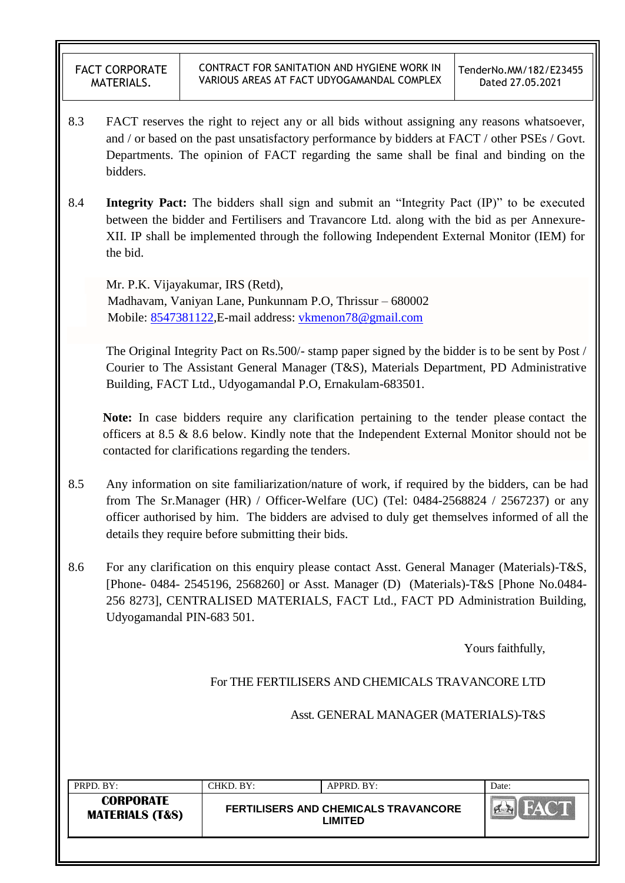8.3 FACT reserves the right to reject any or all bids without assigning any reasons whatsoever, and / or based on the past unsatisfactory performance by bidders at FACT / other PSEs / Govt. Departments. The opinion of FACT regarding the same shall be final and binding on the bidders.

8.4 **Integrity Pact:** The bidders shall sign and submit an "Integrity Pact (IP)" to be executed between the bidder and Fertilisers and Travancore Ltd. along with the bid as per Annexure-XII. IP shall be implemented through the following Independent External Monitor (IEM) for the bid.

Mr. P.K. Vijayakumar, IRS (Retd),
Madhavam, Vaniyan Lane, Punkunnam P.O, Thrissur – 680002
Mobile: 8547381122,E-mail address: vkmenon78@gmail.com

The Original Integrity Pact on Rs.500/- stamp paper signed by the bidder is to be sent by Post / Courier to The Assistant General Manager (T&S), Materials Department, PD Administrative Building, FACT Ltd., Udyogamandal P.O, Ernakulam-683501.

**Note:** In case bidders require any clarification pertaining to the tender please contact the officers at 8.5 & 8.6 below. Kindly note that the Independent External Monitor should not be contacted for clarifications regarding the tenders.

8.5 Any information on site familiarization/nature of work, if required by the bidders, can be had from The Sr.Manager (HR) / Officer-Welfare (UC) (Tel: 0484-2568824 / 2567237) or any officer authorised by him. The bidders are advised to duly get themselves informed of all the details they require before submitting their bids.

8.6 For any clarification on this enquiry please contact Asst. General Manager (Materials)-T&S, [Phone- 0484- 2545196, 2568260] or Asst. Manager (D) (Materials)-T&S [Phone No.0484-256 8273], CENTRALISED MATERIALS, FACT Ltd., FACT PD Administration Building, Udyogamandal PIN-683 501.

Yours faithfully,

For THE FERTILISERS AND CHEMICALS TRAVANCORE LTD

Asst. GENERAL MANAGER (MATERIALS)-T&S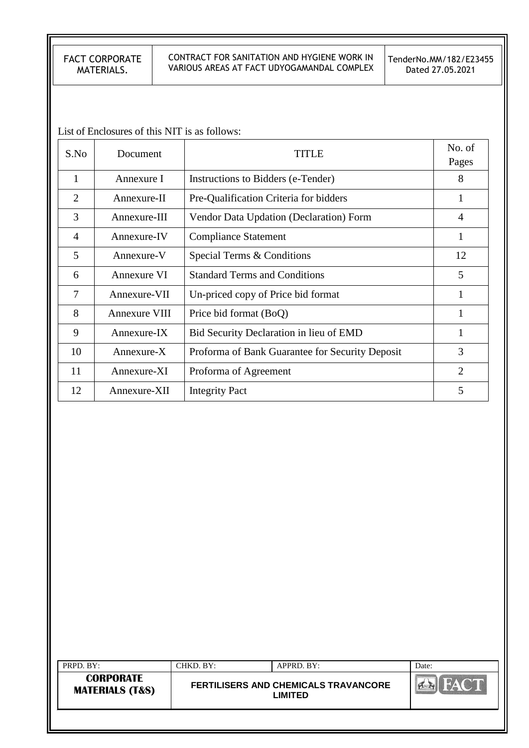List of Enclosures of this NIT is as follows:

| S.No | Document | TITLE | No. of Pages |
|---|---|---|---|
| 1 | Annexure I | Instructions to Bidders (e-Tender) | 8 |
| 2 | Annexure-II | Pre-Qualification Criteria for bidders | 1 |
| 3 | Annexure-III | Vendor Data Updation (Declaration) Form | 4 |
| 4 | Annexure-IV | Compliance Statement | 1 |
| 5 | Annexure-V | Special Terms & Conditions | 12 |
| 6 | Annexure VI | Standard Terms and Conditions | 5 |
| 7 | Annexure-VII | Un-priced copy of Price bid format | 1 |
| 8 | Annexure VIII | Price bid format (BoQ) | 1 |
| 9 | Annexure-IX | Bid Security Declaration in lieu of EMD | 1 |
| 10 | Annexure-X | Proforma of Bank Guarantee for Security Deposit | 3 |
| 11 | Annexure-XI | Proforma of Agreement | 2 |
| 12 | Annexure-XII | Integrity Pact | 5 |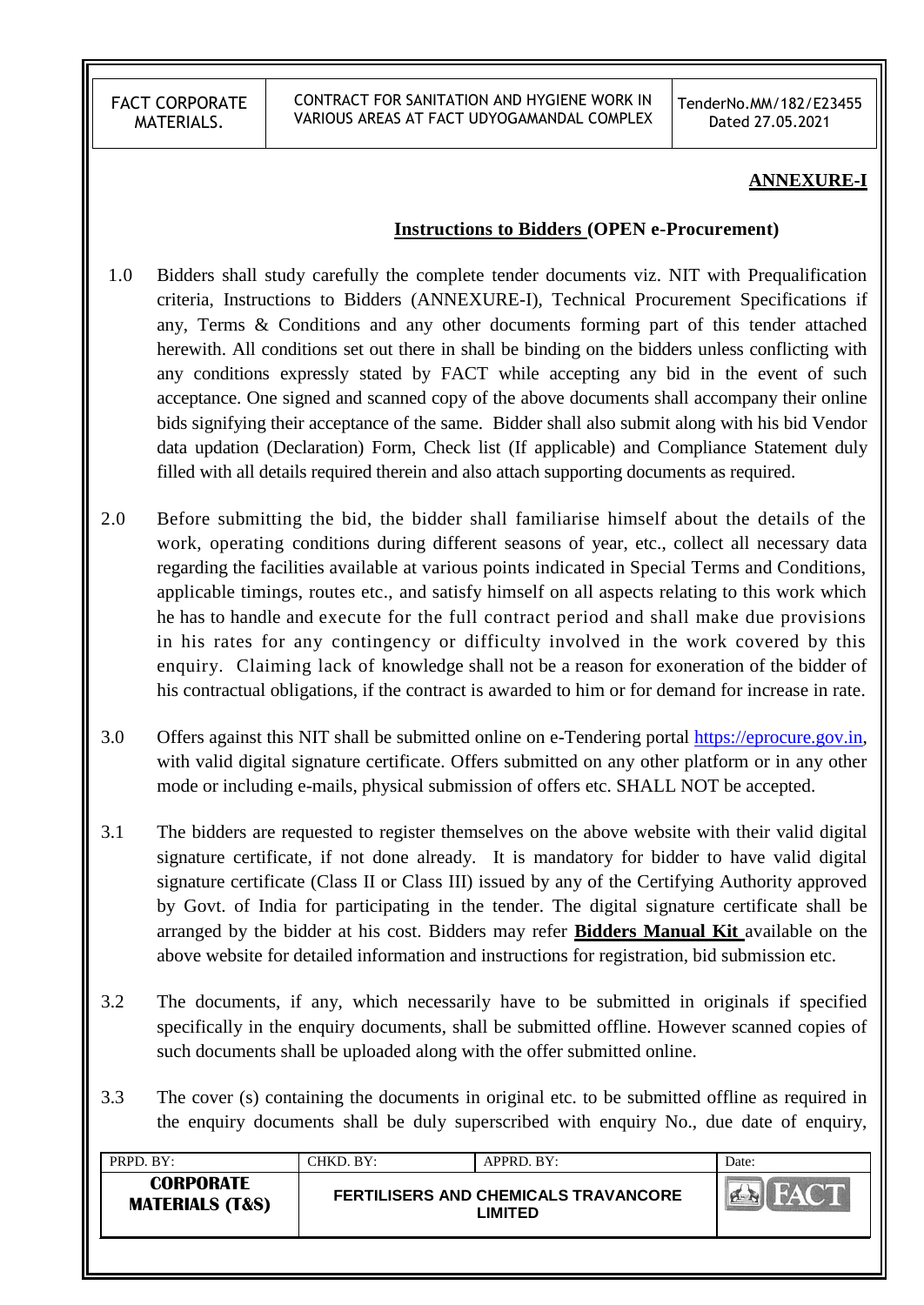## ANNEXURE-I

### Instructions to Bidders (OPEN e-Procurement)

1.0 Bidders shall study carefully the complete tender documents viz. NIT with Prequalification criteria, Instructions to Bidders (ANNEXURE-I), Technical Procurement Specifications if any, Terms & Conditions and any other documents forming part of this tender attached herewith. All conditions set out there in shall be binding on the bidders unless conflicting with any conditions expressly stated by FACT while accepting any bid in the event of such acceptance. One signed and scanned copy of the above documents shall accompany their online bids signifying their acceptance of the same. Bidder shall also submit along with his bid Vendor data updation (Declaration) Form, Check list (If applicable) and Compliance Statement duly filled with all details required therein and also attach supporting documents as required.

2.0 Before submitting the bid, the bidder shall familiarise himself about the details of the work, operating conditions during different seasons of year, etc., collect all necessary data regarding the facilities available at various points indicated in Special Terms and Conditions, applicable timings, routes etc., and satisfy himself on all aspects relating to this work which he has to handle and execute for the full contract period and shall make due provisions in his rates for any contingency or difficulty involved in the work covered by this enquiry. Claiming lack of knowledge shall not be a reason for exoneration of the bidder of his contractual obligations, if the contract is awarded to him or for demand for increase in rate.

3.0 Offers against this NIT shall be submitted online on e-Tendering portal https://eprocure.gov.in, with valid digital signature certificate. Offers submitted on any other platform or in any other mode or including e-mails, physical submission of offers etc. SHALL NOT be accepted.

3.1 The bidders are requested to register themselves on the above website with their valid digital signature certificate, if not done already. It is mandatory for bidder to have valid digital signature certificate (Class II or Class III) issued by any of the Certifying Authority approved by Govt. of India for participating in the tender. The digital signature certificate shall be arranged by the bidder at his cost. Bidders may refer **Bidders Manual Kit** available on the above website for detailed information and instructions for registration, bid submission etc.

3.2 The documents, if any, which necessarily have to be submitted in originals if specified specifically in the enquiry documents, shall be submitted offline. However scanned copies of such documents shall be uploaded along with the offer submitted online.

3.3 The cover (s) containing the documents in original etc. to be submitted offline as required in the enquiry documents shall be duly superscribed with enquiry No., due date of enquiry,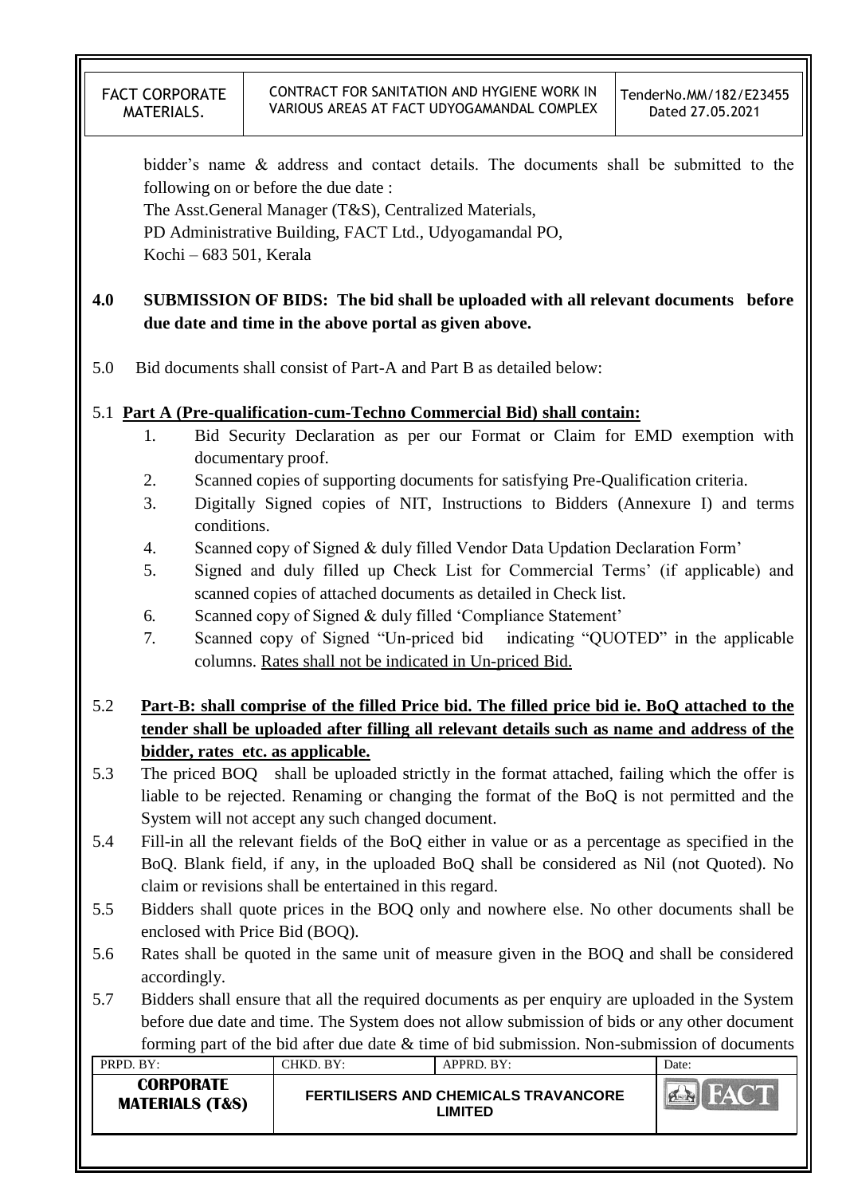bidder's name & address and contact details. The documents shall be submitted to the following on or before the due date :

The Asst.General Manager (T&S), Centralized Materials,
PD Administrative Building, FACT Ltd., Udyogamandal PO,
Kochi – 683 501, Kerala

**4.0 SUBMISSION OF BIDS: The bid shall be uploaded with all relevant documents before due date and time in the above portal as given above.**

5.0 Bid documents shall consist of Part-A and Part B as detailed below:

5.1 **Part A (Pre-qualification-cum-Techno Commercial Bid) shall contain:**

1. Bid Security Declaration as per our Format or Claim for EMD exemption with documentary proof.
2. Scanned copies of supporting documents for satisfying Pre-Qualification criteria.
3. Digitally Signed copies of NIT, Instructions to Bidders (Annexure I) and terms conditions.
4. Scanned copy of Signed & duly filled Vendor Data Updation Declaration Form'
5. Signed and duly filled up Check List for Commercial Terms' (if applicable) and scanned copies of attached documents as detailed in Check list.
6. Scanned copy of Signed & duly filled 'Compliance Statement'
7. Scanned copy of Signed "Un-priced bid indicating "QUOTED" in the applicable columns. Rates shall not be indicated in Un-priced Bid.

5.2 **Part-B: shall comprise of the filled Price bid. The filled price bid ie. BoQ attached to the tender shall be uploaded after filling all relevant details such as name and address of the bidder, rates etc. as applicable.**

5.3 The priced BOQ shall be uploaded strictly in the format attached, failing which the offer is liable to be rejected. Renaming or changing the format of the BoQ is not permitted and the System will not accept any such changed document.

5.4 Fill-in all the relevant fields of the BoQ either in value or as a percentage as specified in the BoQ. Blank field, if any, in the uploaded BoQ shall be considered as Nil (not Quoted). No claim or revisions shall be entertained in this regard.

5.5 Bidders shall quote prices in the BOQ only and nowhere else. No other documents shall be enclosed with Price Bid (BOQ).

5.6 Rates shall be quoted in the same unit of measure given in the BOQ and shall be considered accordingly.

5.7 Bidders shall ensure that all the required documents as per enquiry are uploaded in the System before due date and time. The System does not allow submission of bids or any other document forming part of the bid after due date & time of bid submission. Non-submission of documents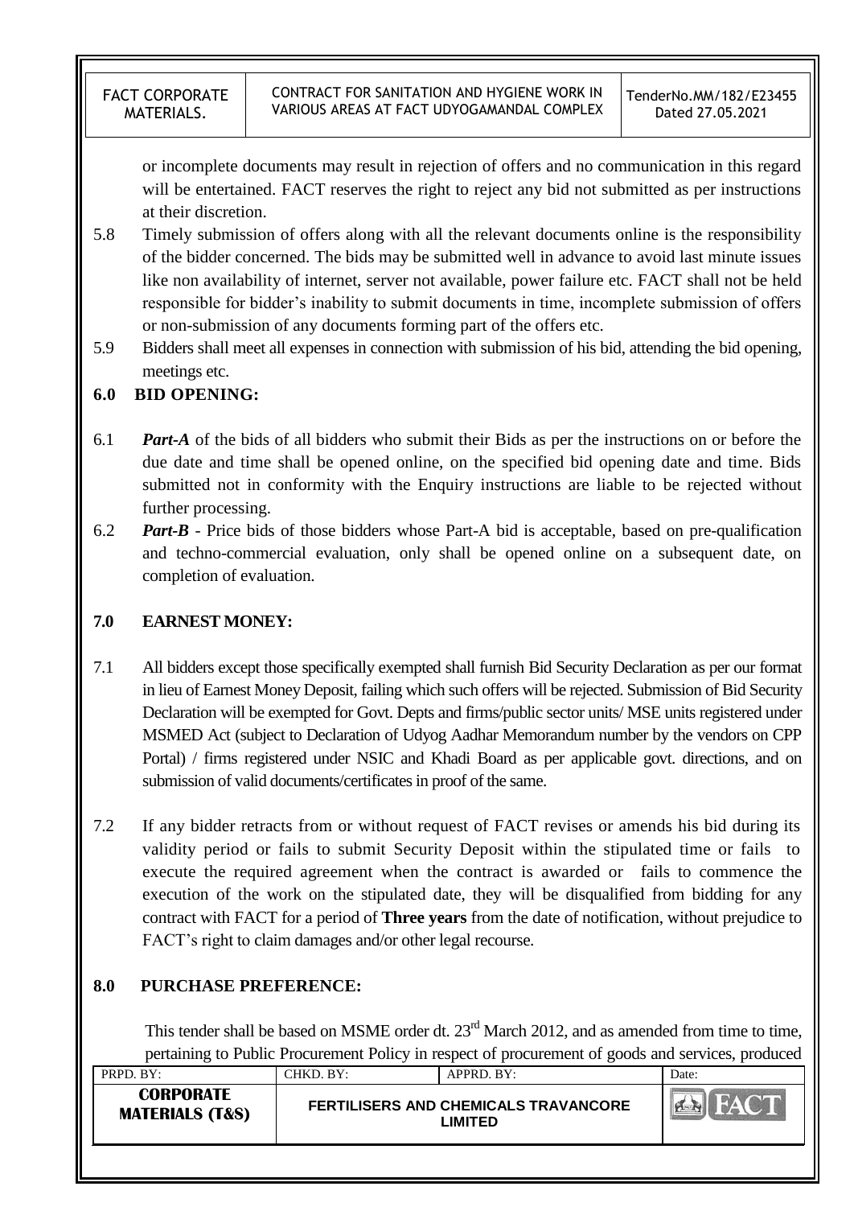or incomplete documents may result in rejection of offers and no communication in this regard will be entertained. FACT reserves the right to reject any bid not submitted as per instructions at their discretion.

5.8 Timely submission of offers along with all the relevant documents online is the responsibility of the bidder concerned. The bids may be submitted well in advance to avoid last minute issues like non availability of internet, server not available, power failure etc. FACT shall not be held responsible for bidder's inability to submit documents in time, incomplete submission of offers or non-submission of any documents forming part of the offers etc.

5.9 Bidders shall meet all expenses in connection with submission of his bid, attending the bid opening, meetings etc.

## 6.0 BID OPENING:

6.1 ***Part-A*** of the bids of all bidders who submit their Bids as per the instructions on or before the due date and time shall be opened online, on the specified bid opening date and time. Bids submitted not in conformity with the Enquiry instructions are liable to be rejected without further processing.

6.2 ***Part-B*** - Price bids of those bidders whose Part-A bid is acceptable, based on pre-qualification and techno-commercial evaluation, only shall be opened online on a subsequent date, on completion of evaluation.

## 7.0 EARNEST MONEY:

7.1 All bidders except those specifically exempted shall furnish Bid Security Declaration as per our format in lieu of Earnest Money Deposit, failing which such offers will be rejected. Submission of Bid Security Declaration will be exempted for Govt. Depts and firms/public sector units/ MSE units registered under MSMED Act (subject to Declaration of Udyog Aadhar Memorandum number by the vendors on CPP Portal) / firms registered under NSIC and Khadi Board as per applicable govt. directions, and on submission of valid documents/certificates in proof of the same.

7.2 If any bidder retracts from or without request of FACT revises or amends his bid during its validity period or fails to submit Security Deposit within the stipulated time or fails to execute the required agreement when the contract is awarded or fails to commence the execution of the work on the stipulated date, they will be disqualified from bidding for any contract with FACT for a period of **Three years** from the date of notification, without prejudice to FACT's right to claim damages and/or other legal recourse.

## 8.0 PURCHASE PREFERENCE:

This tender shall be based on MSME order dt. 23rd March 2012, and as amended from time to time, pertaining to Public Procurement Policy in respect of procurement of goods and services, produced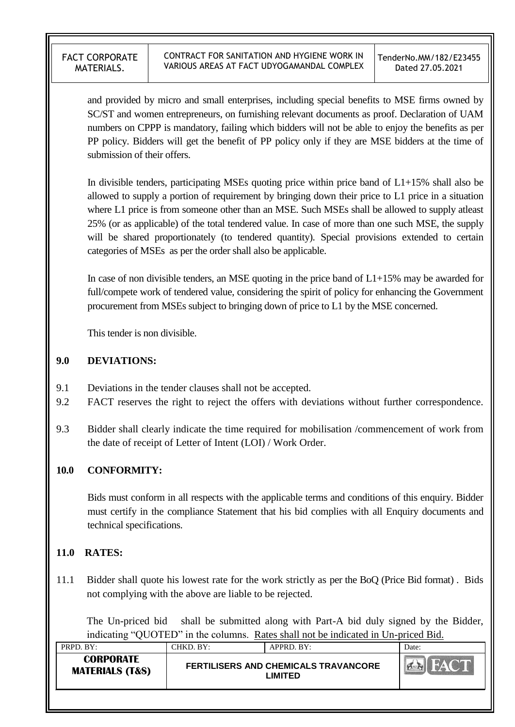and provided by micro and small enterprises, including special benefits to MSE firms owned by SC/ST and women entrepreneurs, on furnishing relevant documents as proof. Declaration of UAM numbers on CPPP is mandatory, failing which bidders will not be able to enjoy the benefits as per PP policy. Bidders will get the benefit of PP policy only if they are MSE bidders at the time of submission of their offers.

In divisible tenders, participating MSEs quoting price within price band of L1+15% shall also be allowed to supply a portion of requirement by bringing down their price to L1 price in a situation where L1 price is from someone other than an MSE. Such MSEs shall be allowed to supply atleast 25% (or as applicable) of the total tendered value. In case of more than one such MSE, the supply will be shared proportionately (to tendered quantity). Special provisions extended to certain categories of MSEs as per the order shall also be applicable.

In case of non divisible tenders, an MSE quoting in the price band of L1+15% may be awarded for full/compete work of tendered value, considering the spirit of policy for enhancing the Government procurement from MSEs subject to bringing down of price to L1 by the MSE concerned.

This tender is non divisible.

## 9.0 DEVIATIONS:

9.1 Deviations in the tender clauses shall not be accepted.

9.2 FACT reserves the right to reject the offers with deviations without further correspondence.

9.3 Bidder shall clearly indicate the time required for mobilisation /commencement of work from the date of receipt of Letter of Intent (LOI) / Work Order.

## 10.0 CONFORMITY:

Bids must conform in all respects with the applicable terms and conditions of this enquiry. Bidder must certify in the compliance Statement that his bid complies with all Enquiry documents and technical specifications.

## 11.0 RATES:

11.1 Bidder shall quote his lowest rate for the work strictly as per the BoQ (Price Bid format) . Bids not complying with the above are liable to be rejected.

The Un-priced bid shall be submitted along with Part-A bid duly signed by the Bidder, indicating "QUOTED" in the columns. Rates shall not be indicated in Un-priced Bid.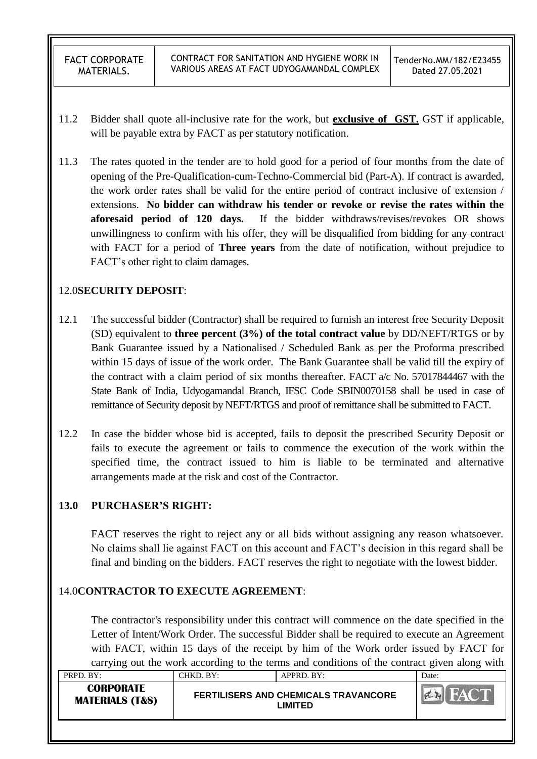11.2 Bidder shall quote all-inclusive rate for the work, but **exclusive of GST.** GST if applicable, will be payable extra by FACT as per statutory notification.

11.3 The rates quoted in the tender are to hold good for a period of four months from the date of opening of the Pre-Qualification-cum-Techno-Commercial bid (Part-A). If contract is awarded, the work order rates shall be valid for the entire period of contract inclusive of extension / extensions. **No bidder can withdraw his tender or revoke or revise the rates within the aforesaid period of 120 days.** If the bidder withdraws/revises/revokes OR shows unwillingness to confirm with his offer, they will be disqualified from bidding for any contract with FACT for a period of **Three years** from the date of notification, without prejudice to FACT's other right to claim damages.

## 12.0 SECURITY DEPOSIT:

12.1 The successful bidder (Contractor) shall be required to furnish an interest free Security Deposit (SD) equivalent to **three percent (3%) of the total contract value** by DD/NEFT/RTGS or by Bank Guarantee issued by a Nationalised / Scheduled Bank as per the Proforma prescribed within 15 days of issue of the work order. The Bank Guarantee shall be valid till the expiry of the contract with a claim period of six months thereafter. FACT a/c No. 57017844467 with the State Bank of India, Udyogamandal Branch, IFSC Code SBIN0070158 shall be used in case of remittance of Security deposit by NEFT/RTGS and proof of remittance shall be submitted to FACT.

12.2 In case the bidder whose bid is accepted, fails to deposit the prescribed Security Deposit or fails to execute the agreement or fails to commence the execution of the work within the specified time, the contract issued to him is liable to be terminated and alternative arrangements made at the risk and cost of the Contractor.

## 13.0 PURCHASER'S RIGHT:

FACT reserves the right to reject any or all bids without assigning any reason whatsoever. No claims shall lie against FACT on this account and FACT's decision in this regard shall be final and binding on the bidders. FACT reserves the right to negotiate with the lowest bidder.

## 14.0 CONTRACTOR TO EXECUTE AGREEMENT:

The contractor's responsibility under this contract will commence on the date specified in the Letter of Intent/Work Order. The successful Bidder shall be required to execute an Agreement with FACT, within 15 days of the receipt by him of the Work order issued by FACT for carrying out the work according to the terms and conditions of the contract given along with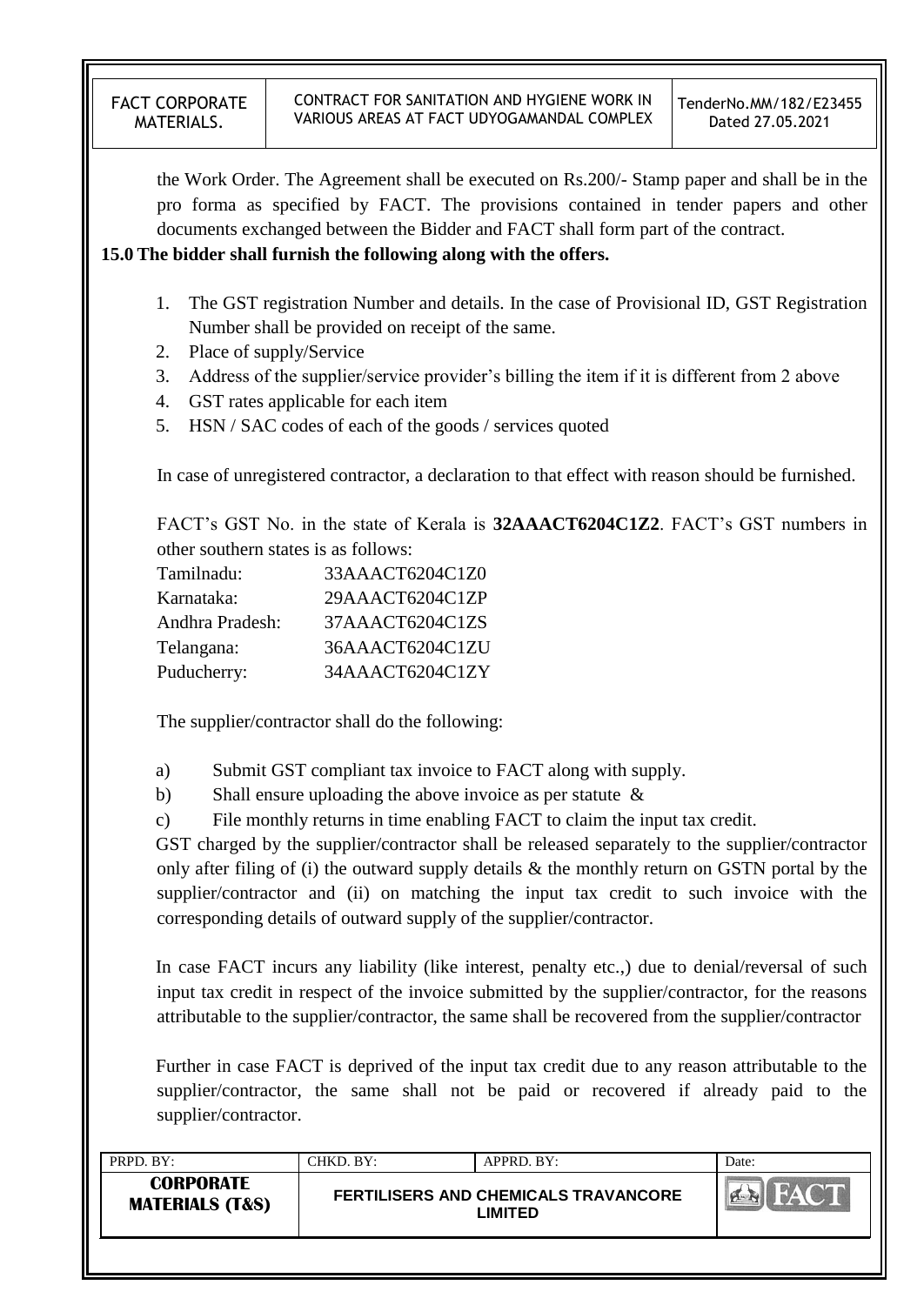the Work Order. The Agreement shall be executed on Rs.200/- Stamp paper and shall be in the pro forma as specified by FACT. The provisions contained in tender papers and other documents exchanged between the Bidder and FACT shall form part of the contract.

**15.0 The bidder shall furnish the following along with the offers.**

1. The GST registration Number and details. In the case of Provisional ID, GST Registration Number shall be provided on receipt of the same.
2. Place of supply/Service
3. Address of the supplier/service provider's billing the item if it is different from 2 above
4. GST rates applicable for each item
5. HSN / SAC codes of each of the goods / services quoted

In case of unregistered contractor, a declaration to that effect with reason should be furnished.

FACT's GST No. in the state of Kerala is **32AAACT6204C1Z2**. FACT's GST numbers in other southern states is as follows:

| | |
|---|---|
| Tamilnadu: | 33AAACT6204C1Z0 |
| Karnataka: | 29AAACT6204C1ZP |
| Andhra Pradesh: | 37AAACT6204C1ZS |
| Telangana: | 36AAACT6204C1ZU |
| Puducherry: | 34AAACT6204C1ZY |

The supplier/contractor shall do the following:

a) Submit GST compliant tax invoice to FACT along with supply.

b) Shall ensure uploading the above invoice as per statute &

c) File monthly returns in time enabling FACT to claim the input tax credit.

GST charged by the supplier/contractor shall be released separately to the supplier/contractor only after filing of (i) the outward supply details & the monthly return on GSTN portal by the supplier/contractor and (ii) on matching the input tax credit to such invoice with the corresponding details of outward supply of the supplier/contractor.

In case FACT incurs any liability (like interest, penalty etc.,) due to denial/reversal of such input tax credit in respect of the invoice submitted by the supplier/contractor, for the reasons attributable to the supplier/contractor, the same shall be recovered from the supplier/contractor

Further in case FACT is deprived of the input tax credit due to any reason attributable to the supplier/contractor, the same shall not be paid or recovered if already paid to the supplier/contractor.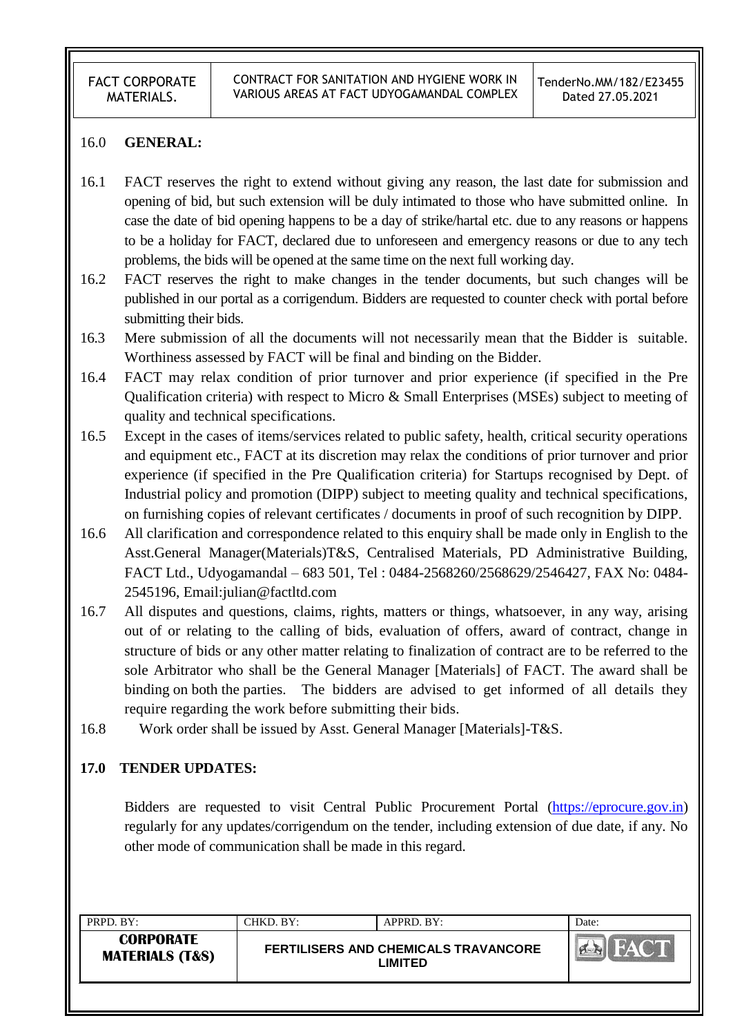## 16.0 GENERAL:

16.1 FACT reserves the right to extend without giving any reason, the last date for submission and opening of bid, but such extension will be duly intimated to those who have submitted online. In case the date of bid opening happens to be a day of strike/hartal etc. due to any reasons or happens to be a holiday for FACT, declared due to unforeseen and emergency reasons or due to any tech problems, the bids will be opened at the same time on the next full working day.

16.2 FACT reserves the right to make changes in the tender documents, but such changes will be published in our portal as a corrigendum. Bidders are requested to counter check with portal before submitting their bids.

16.3 Mere submission of all the documents will not necessarily mean that the Bidder is suitable. Worthiness assessed by FACT will be final and binding on the Bidder.

16.4 FACT may relax condition of prior turnover and prior experience (if specified in the Pre Qualification criteria) with respect to Micro & Small Enterprises (MSEs) subject to meeting of quality and technical specifications.

16.5 Except in the cases of items/services related to public safety, health, critical security operations and equipment etc., FACT at its discretion may relax the conditions of prior turnover and prior experience (if specified in the Pre Qualification criteria) for Startups recognised by Dept. of Industrial policy and promotion (DIPP) subject to meeting quality and technical specifications, on furnishing copies of relevant certificates / documents in proof of such recognition by DIPP.

16.6 All clarification and correspondence related to this enquiry shall be made only in English to the Asst.General Manager(Materials)T&S, Centralised Materials, PD Administrative Building, FACT Ltd., Udyogamandal – 683 501, Tel : 0484-2568260/2568629/2546427, FAX No: 0484-2545196, Email:julian@factltd.com

16.7 All disputes and questions, claims, rights, matters or things, whatsoever, in any way, arising out of or relating to the calling of bids, evaluation of offers, award of contract, change in structure of bids or any other matter relating to finalization of contract are to be referred to the sole Arbitrator who shall be the General Manager [Materials] of FACT. The award shall be binding on both the parties. The bidders are advised to get informed of all details they require regarding the work before submitting their bids.

16.8 Work order shall be issued by Asst. General Manager [Materials]-T&S.

## 17.0 TENDER UPDATES:

Bidders are requested to visit Central Public Procurement Portal (https://eprocure.gov.in) regularly for any updates/corrigendum on the tender, including extension of due date, if any. No other mode of communication shall be made in this regard.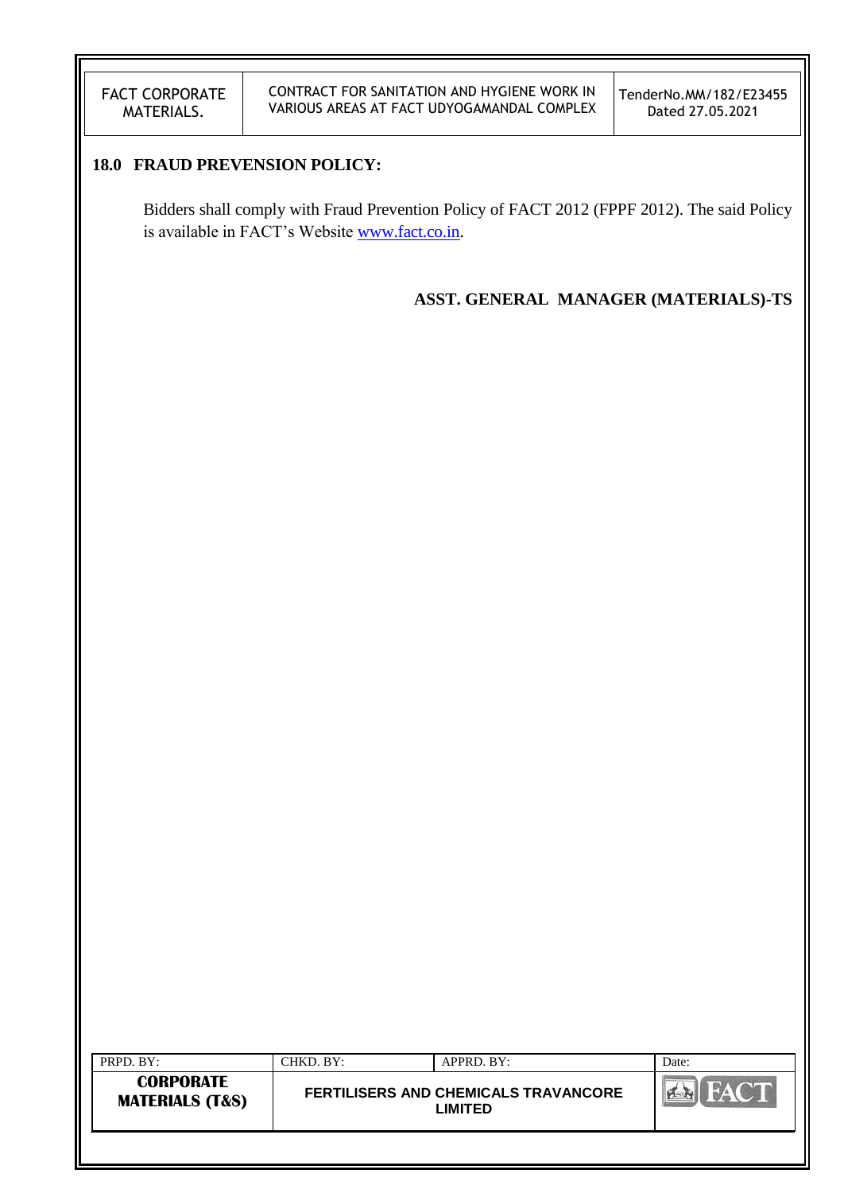## 18.0 FRAUD PREVENSION POLICY:

Bidders shall comply with Fraud Prevention Policy of FACT 2012 (FPPF 2012). The said Policy is available in FACT's Website [www.fact.co.in](http://www.fact.co.in).

**ASST. GENERAL MANAGER (MATERIALS)-TS**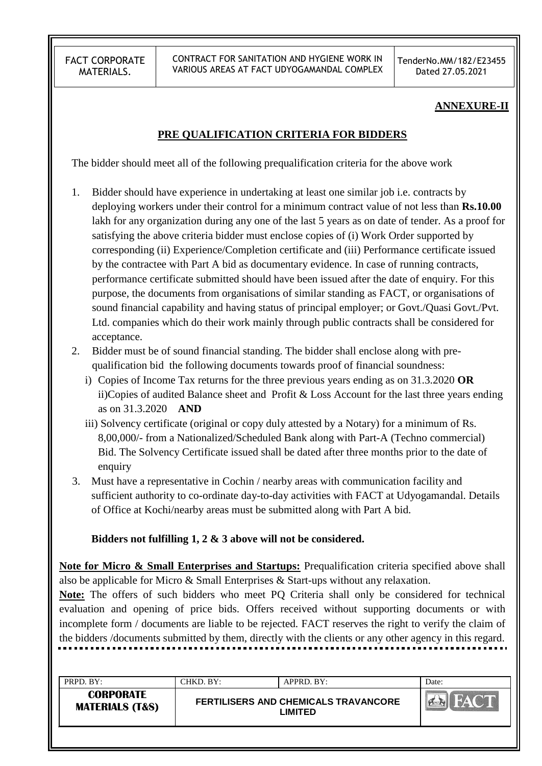**ANNEXURE-II**

## PRE QUALIFICATION CRITERIA FOR BIDDERS

The bidder should meet all of the following prequalification criteria for the above work

1. Bidder should have experience in undertaking at least one similar job i.e. contracts by deploying workers under their control for a minimum contract value of not less than **Rs.10.00** lakh for any organization during any one of the last 5 years as on date of tender. As a proof for satisfying the above criteria bidder must enclose copies of (i) Work Order supported by corresponding (ii) Experience/Completion certificate and (iii) Performance certificate issued by the contractee with Part A bid as documentary evidence. In case of running contracts, performance certificate submitted should have been issued after the date of enquiry. For this purpose, the documents from organisations of similar standing as FACT, or organisations of sound financial capability and having status of principal employer; or Govt./Quasi Govt./Pvt. Ltd. companies which do their work mainly through public contracts shall be considered for acceptance.
2. Bidder must be of sound financial standing. The bidder shall enclose along with pre-qualification bid the following documents towards proof of financial soundness:
   i) Copies of Income Tax returns for the three previous years ending as on 31.3.2020 **OR**
   ii)Copies of audited Balance sheet and Profit & Loss Account for the last three years ending as on 31.3.2020 **AND**
   iii) Solvency certificate (original or copy duly attested by a Notary) for a minimum of Rs. 8,00,000/- from a Nationalized/Scheduled Bank along with Part-A (Techno commercial) Bid. The Solvency Certificate issued shall be dated after three months prior to the date of enquiry
3. Must have a representative in Cochin / nearby areas with communication facility and sufficient authority to co-ordinate day-to-day activities with FACT at Udyogamandal. Details of Office at Kochi/nearby areas must be submitted along with Part A bid.

**Bidders not fulfilling 1, 2 & 3 above will not be considered.**

**Note for Micro & Small Enterprises and Startups:** Prequalification criteria specified above shall also be applicable for Micro & Small Enterprises & Start-ups without any relaxation.

**Note:** The offers of such bidders who meet PQ Criteria shall only be considered for technical evaluation and opening of price bids. Offers received without supporting documents or with incomplete form / documents are liable to be rejected. FACT reserves the right to verify the claim of the bidders /documents submitted by them, directly with the clients or any other agency in this regard.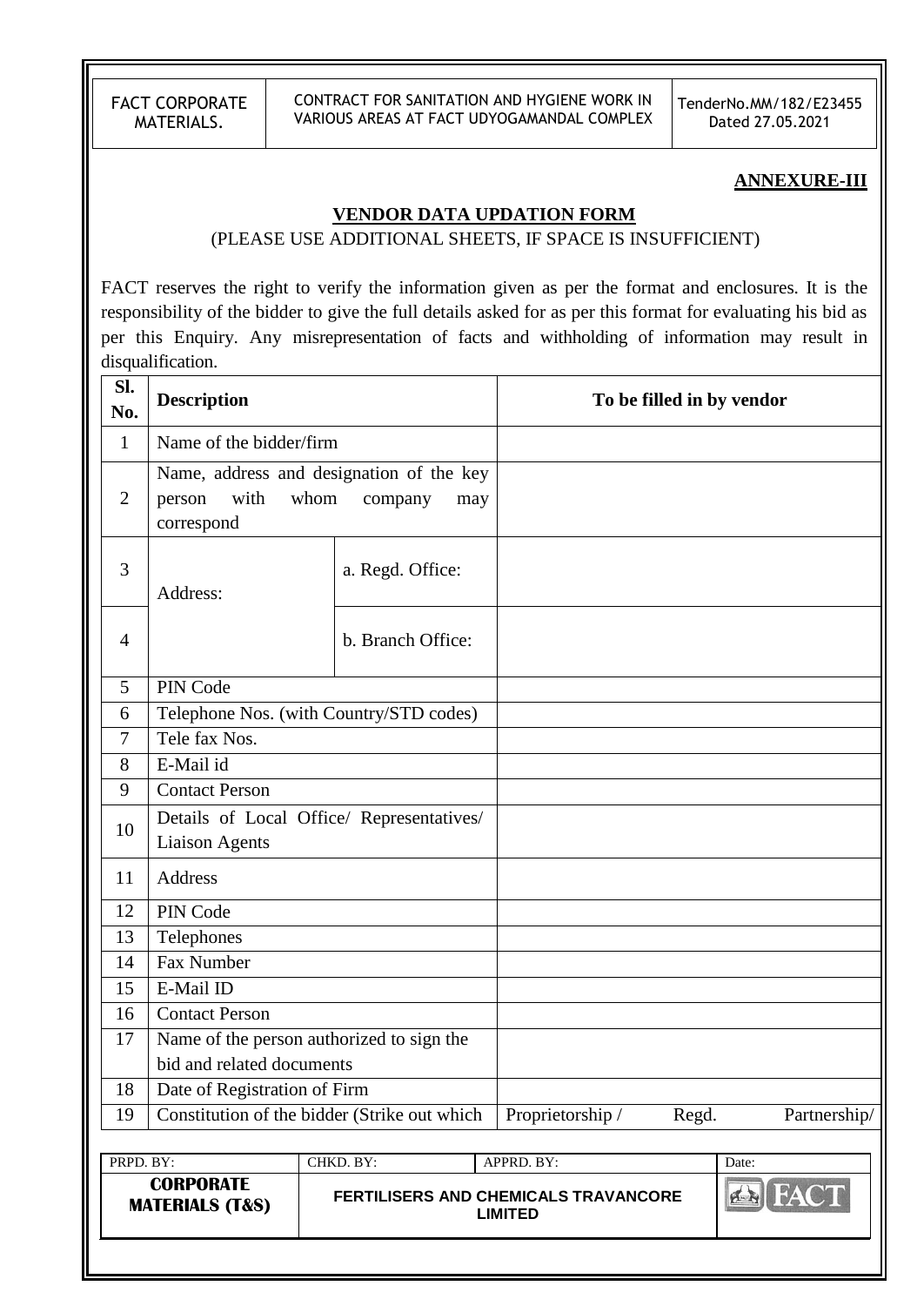**ANNEXURE-III**

**VENDOR DATA UPDATION FORM**

(PLEASE USE ADDITIONAL SHEETS, IF SPACE IS INSUFFICIENT)

FACT reserves the right to verify the information given as per the format and enclosures. It is the responsibility of the bidder to give the full details asked for as per this format for evaluating his bid as per this Enquiry. Any misrepresentation of facts and withholding of information may result in disqualification.

| Sl. No. | Description | | To be filled in by vendor |
|---|---|---|---|
| 1 | Name of the bidder/firm | | |
| 2 | Name, address and designation of the key person with whom company may correspond | | |
| 3 | Address: | a. Regd. Office: | |
| 4 | | b. Branch Office: | |
| 5 | PIN Code | | |
| 6 | Telephone Nos. (with Country/STD codes) | | |
| 7 | Tele fax Nos. | | |
| 8 | E-Mail id | | |
| 9 | Contact Person | | |
| 10 | Details of Local Office/ Representatives/ Liaison Agents | | |
| 11 | Address | | |
| 12 | PIN Code | | |
| 13 | Telephones | | |
| 14 | Fax Number | | |
| 15 | E-Mail ID | | |
| 16 | Contact Person | | |
| 17 | Name of the person authorized to sign the bid and related documents | | |
| 18 | Date of Registration of Firm | | |
| 19 | Constitution of the bidder (Strike out which | | Proprietorship / Regd. Partnership/ |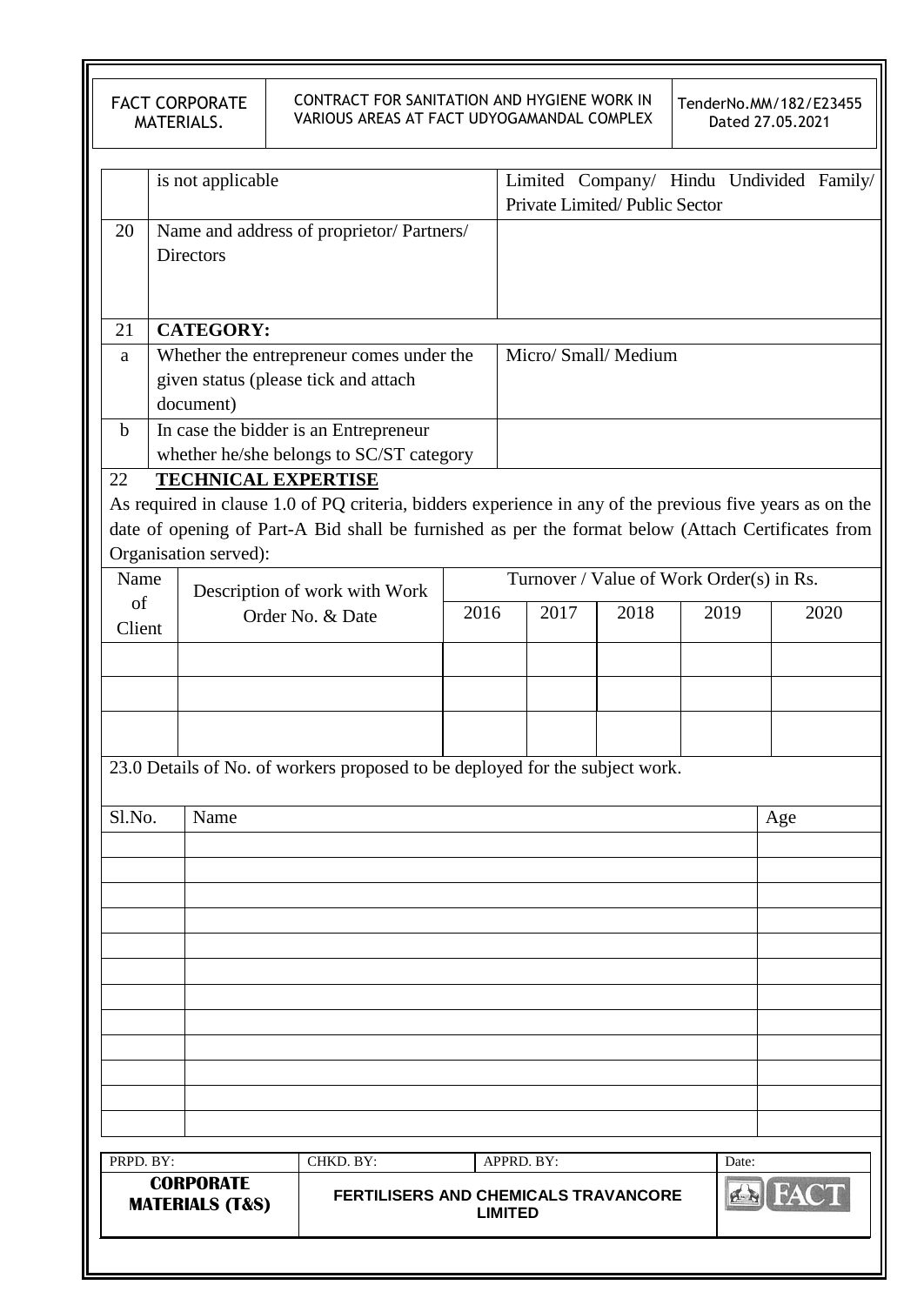| | | |
|---|---|---|
| | is not applicable | Limited Company/ Hindu Undivided Family/ Private Limited/ Public Sector |
| 20 | Name and address of proprietor/ Partners/ Directors | |
| 21 | **CATEGORY:** | |
| a | Whether the entrepreneur comes under the given status (please tick and attach document) | Micro/ Small/ Medium |
| b | In case the bidder is an Entrepreneur whether he/she belongs to SC/ST category | |

22 **TECHNICAL EXPERTISE**

As required in clause 1.0 of PQ criteria, bidders experience in any of the previous five years as on the date of opening of Part-A Bid shall be furnished as per the format below (Attach Certificates from Organisation served):

| Name of Client | Description of work with Work Order No. & Date | Turnover / Value of Work Order(s) in Rs. | | | | |
|---|---|---|---|---|---|---|
| | | 2016 | 2017 | 2018 | 2019 | 2020 |
| | | | | | | |
| | | | | | | |
| | | | | | | |

23.0 Details of No. of workers proposed to be deployed for the subject work.

| Sl.No. | Name | Age |
|---|---|---|
| | | |
| | | |
| | | |
| | | |
| | | |
| | | |
| | | |
| | | |
| | | |
| | | |
| | | |
| | | |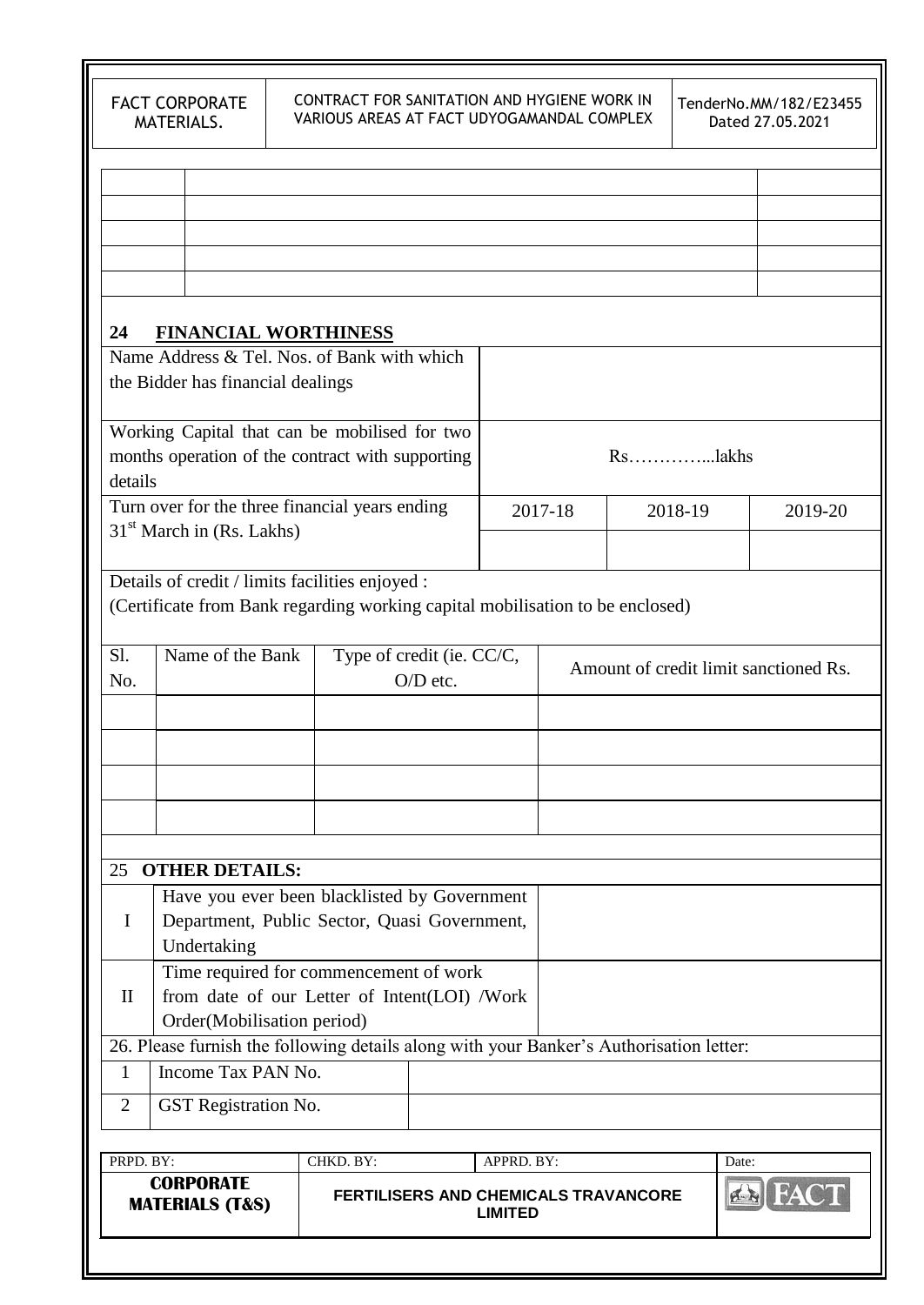| | | |
|---|---|---|
| | | |
| | | |
| | | |
| | | |
| | | |

## 24 FINANCIAL WORTHINESS

| | | | |
|---|---|---|---|
| Name Address & Tel. Nos. of Bank with which the Bidder has financial dealings | | | |
| Working Capital that can be mobilised for two months operation of the contract with supporting details | Rs…………...lakhs | | |
| Turn over for the three financial years ending 31st March in (Rs. Lakhs) | 2017-18 | 2018-19 | 2019-20 |
| | | | |

Details of credit / limits facilities enjoyed :
(Certificate from Bank regarding working capital mobilisation to be enclosed)

| Sl. No. | Name of the Bank | Type of credit (ie. CC/C, O/D etc. | Amount of credit limit sanctioned Rs. |
|---|---|---|---|
| | | | |
| | | | |
| | | | |
| | | | |

## 25 OTHER DETAILS:

| | | |
|---|---|---|
| I | Have you ever been blacklisted by Government Department, Public Sector, Quasi Government, Undertaking | |
| II | Time required for commencement of work from date of our Letter of Intent(LOI) /Work Order(Mobilisation period) | |

26. Please furnish the following details along with your Banker's Authorisation letter:

| | | |
|---|---|---|
| 1 | Income Tax PAN No. | |
| 2 | GST Registration No. | |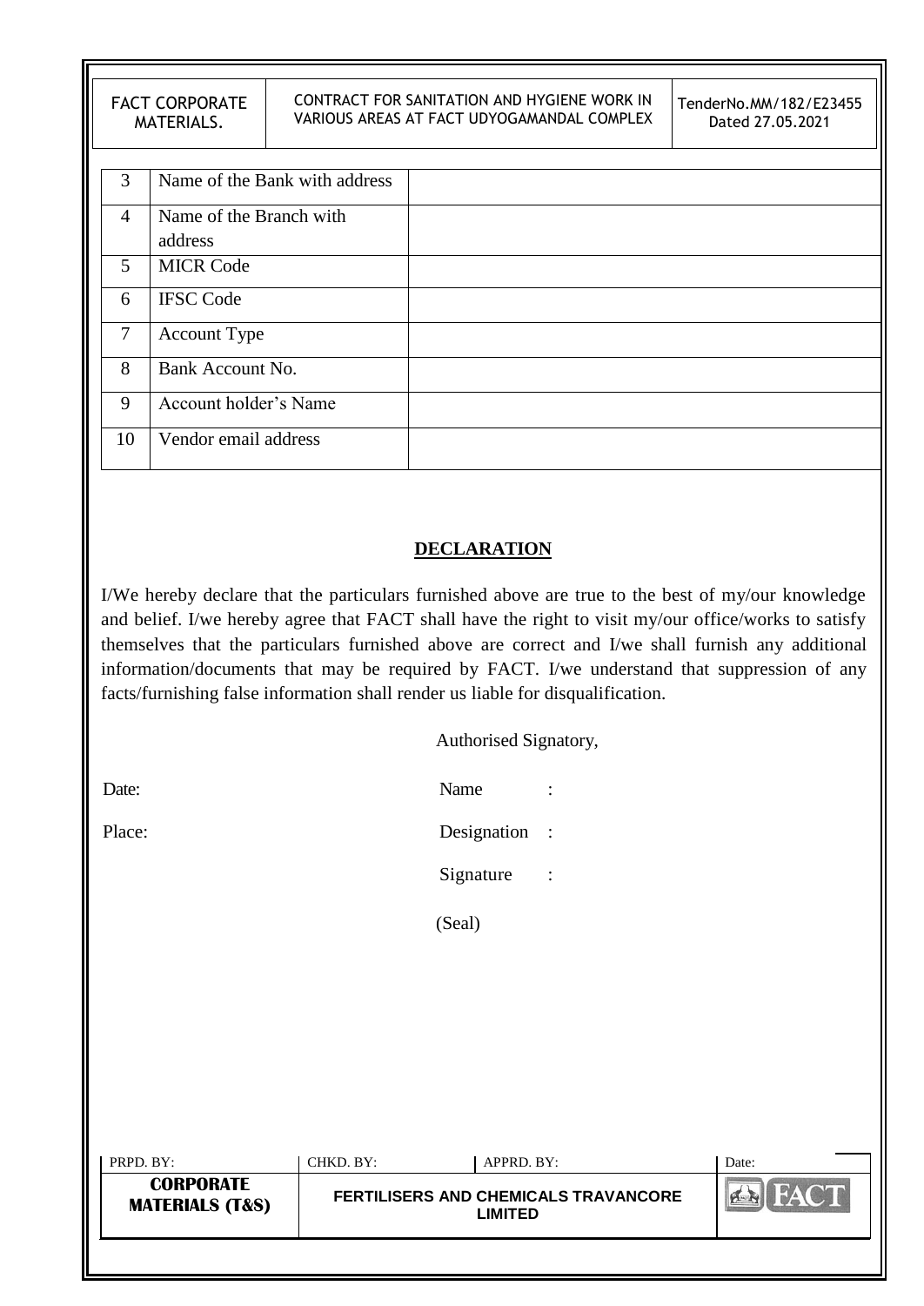| | | |
|---|---|---|
| 3 | Name of the Bank with address | |
| 4 | Name of the Branch with address | |
| 5 | MICR Code | |
| 6 | IFSC Code | |
| 7 | Account Type | |
| 8 | Bank Account No. | |
| 9 | Account holder's Name | |
| 10 | Vendor email address | |

## DECLARATION

I/We hereby declare that the particulars furnished above are true to the best of my/our knowledge and belief. I/we hereby agree that FACT shall have the right to visit my/our office/works to satisfy themselves that the particulars furnished above are correct and I/we shall furnish any additional information/documents that may be required by FACT. I/we understand that suppression of any facts/furnishing false information shall render us liable for disqualification.

Authorised Signatory,

Date:

Place:

Name :

Designation :

Signature :

(Seal)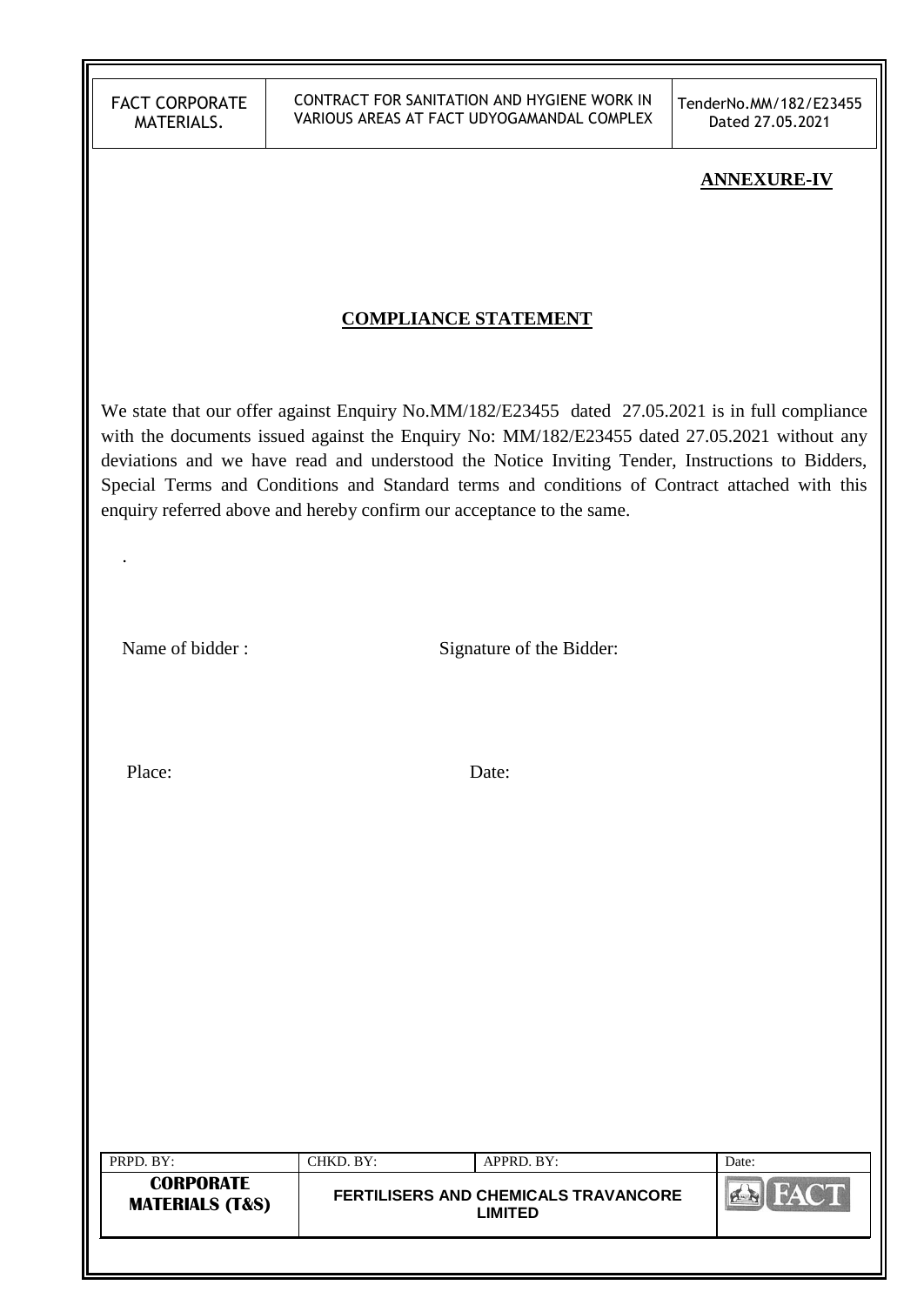**ANNEXURE-IV**

## COMPLIANCE STATEMENT

We state that our offer against Enquiry No.MM/182/E23455 dated 27.05.2021 is in full compliance with the documents issued against the Enquiry No: MM/182/E23455 dated 27.05.2021 without any deviations and we have read and understood the Notice Inviting Tender, Instructions to Bidders, Special Terms and Conditions and Standard terms and conditions of Contract attached with this enquiry referred above and hereby confirm our acceptance to the same.

.

Name of bidder :                                        Signature of the Bidder:

Place:                                        Date: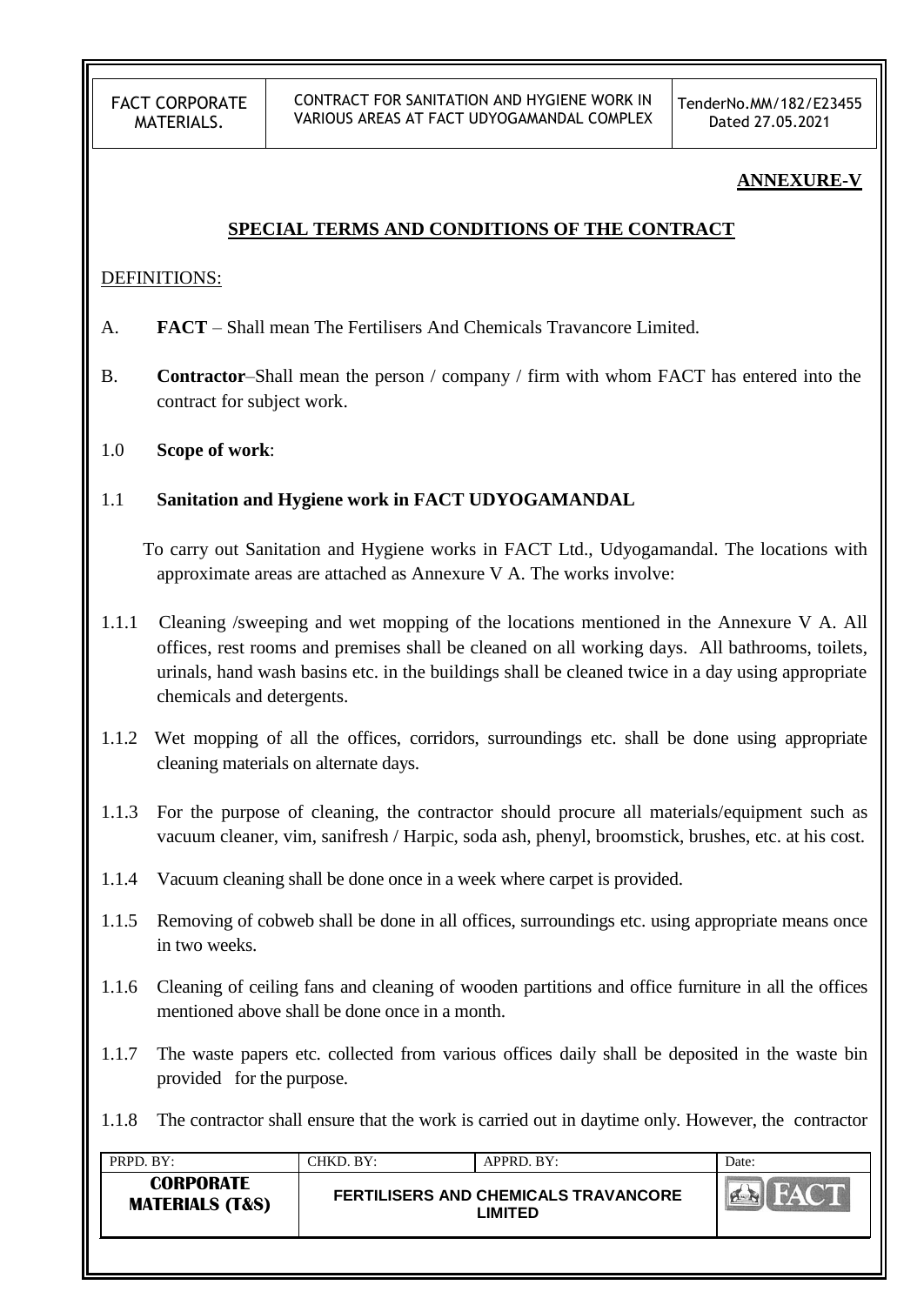**ANNEXURE-V**

## SPECIAL TERMS AND CONDITIONS OF THE CONTRACT

DEFINITIONS:

A. **FACT** – Shall mean The Fertilisers And Chemicals Travancore Limited.

B. **Contractor**–Shall mean the person / company / firm with whom FACT has entered into the contract for subject work.

1.0 **Scope of work**:

1.1 **Sanitation and Hygiene work in FACT UDYOGAMANDAL**

To carry out Sanitation and Hygiene works in FACT Ltd., Udyogamandal. The locations with approximate areas are attached as Annexure V A. The works involve:

1.1.1 Cleaning /sweeping and wet mopping of the locations mentioned in the Annexure V A. All offices, rest rooms and premises shall be cleaned on all working days. All bathrooms, toilets, urinals, hand wash basins etc. in the buildings shall be cleaned twice in a day using appropriate chemicals and detergents.

1.1.2 Wet mopping of all the offices, corridors, surroundings etc. shall be done using appropriate cleaning materials on alternate days.

1.1.3 For the purpose of cleaning, the contractor should procure all materials/equipment such as vacuum cleaner, vim, sanifresh / Harpic, soda ash, phenyl, broomstick, brushes, etc. at his cost.

1.1.4 Vacuum cleaning shall be done once in a week where carpet is provided.

1.1.5 Removing of cobweb shall be done in all offices, surroundings etc. using appropriate means once in two weeks.

1.1.6 Cleaning of ceiling fans and cleaning of wooden partitions and office furniture in all the offices mentioned above shall be done once in a month.

1.1.7 The waste papers etc. collected from various offices daily shall be deposited in the waste bin provided for the purpose.

1.1.8 The contractor shall ensure that the work is carried out in daytime only. However, the contractor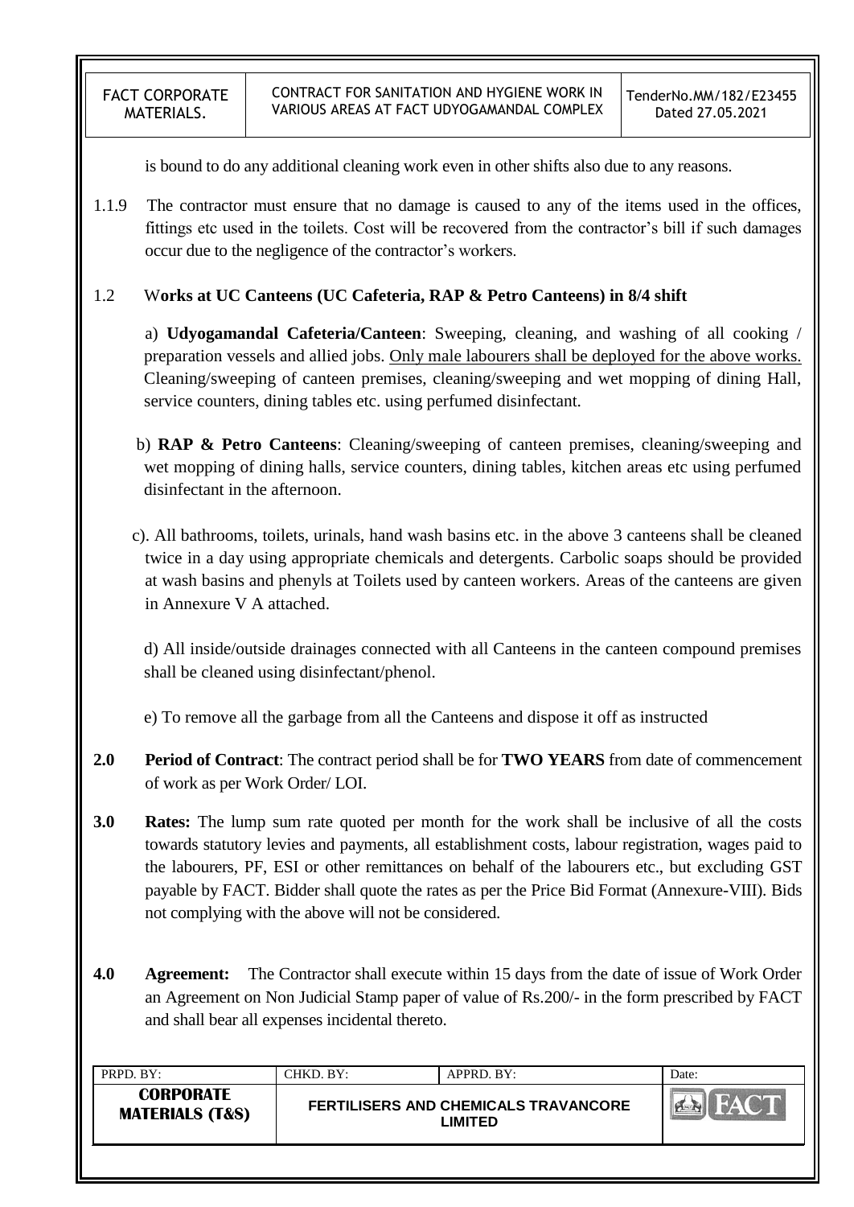is bound to do any additional cleaning work even in other shifts also due to any reasons.

1.1.9 The contractor must ensure that no damage is caused to any of the items used in the offices, fittings etc used in the toilets. Cost will be recovered from the contractor's bill if such damages occur due to the negligence of the contractor's workers.

1.2 W**orks at UC Canteens (UC Cafeteria, RAP & Petro Canteens) in 8/4 shift**

a) **Udyogamandal Cafeteria/Canteen**: Sweeping, cleaning, and washing of all cooking / preparation vessels and allied jobs. <u>Only male labourers shall be deployed for the above works.</u> Cleaning/sweeping of canteen premises, cleaning/sweeping and wet mopping of dining Hall, service counters, dining tables etc. using perfumed disinfectant.

b) **RAP & Petro Canteens**: Cleaning/sweeping of canteen premises, cleaning/sweeping and wet mopping of dining halls, service counters, dining tables, kitchen areas etc using perfumed disinfectant in the afternoon.

c). All bathrooms, toilets, urinals, hand wash basins etc. in the above 3 canteens shall be cleaned twice in a day using appropriate chemicals and detergents. Carbolic soaps should be provided at wash basins and phenyls at Toilets used by canteen workers. Areas of the canteens are given in Annexure V A attached.

d) All inside/outside drainages connected with all Canteens in the canteen compound premises shall be cleaned using disinfectant/phenol.

e) To remove all the garbage from all the Canteens and dispose it off as instructed

**2.0 Period of Contract**: The contract period shall be for **TWO YEARS** from date of commencement of work as per Work Order/ LOI.

**3.0 Rates:** The lump sum rate quoted per month for the work shall be inclusive of all the costs towards statutory levies and payments, all establishment costs, labour registration, wages paid to the labourers, PF, ESI or other remittances on behalf of the labourers etc., but excluding GST payable by FACT. Bidder shall quote the rates as per the Price Bid Format (Annexure-VIII). Bids not complying with the above will not be considered.

**4.0 Agreement:** The Contractor shall execute within 15 days from the date of issue of Work Order an Agreement on Non Judicial Stamp paper of value of Rs.200/- in the form prescribed by FACT and shall bear all expenses incidental thereto.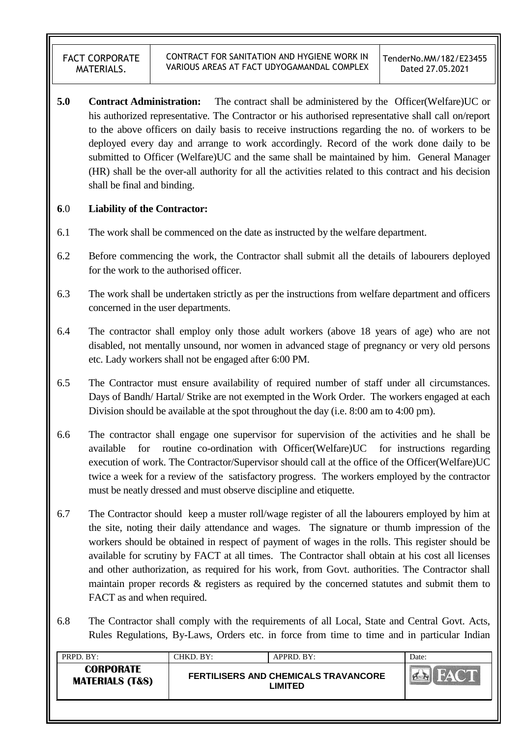**5.0 Contract Administration:** The contract shall be administered by the Officer(Welfare)UC or his authorized representative. The Contractor or his authorised representative shall call on/report to the above officers on daily basis to receive instructions regarding the no. of workers to be deployed every day and arrange to work accordingly. Record of the work done daily to be submitted to Officer (Welfare)UC and the same shall be maintained by him. General Manager (HR) shall be the over-all authority for all the activities related to this contract and his decision shall be final and binding.

**6.0 Liability of the Contractor:**

6.1 The work shall be commenced on the date as instructed by the welfare department.

6.2 Before commencing the work, the Contractor shall submit all the details of labourers deployed for the work to the authorised officer.

6.3 The work shall be undertaken strictly as per the instructions from welfare department and officers concerned in the user departments.

6.4 The contractor shall employ only those adult workers (above 18 years of age) who are not disabled, not mentally unsound, nor women in advanced stage of pregnancy or very old persons etc. Lady workers shall not be engaged after 6:00 PM.

6.5 The Contractor must ensure availability of required number of staff under all circumstances. Days of Bandh/ Hartal/ Strike are not exempted in the Work Order. The workers engaged at each Division should be available at the spot throughout the day (i.e. 8:00 am to 4:00 pm).

6.6 The contractor shall engage one supervisor for supervision of the activities and he shall be available for routine co-ordination with Officer(Welfare)UC for instructions regarding execution of work. The Contractor/Supervisor should call at the office of the Officer(Welfare)UC twice a week for a review of the satisfactory progress. The workers employed by the contractor must be neatly dressed and must observe discipline and etiquette.

6.7 The Contractor should keep a muster roll/wage register of all the labourers employed by him at the site, noting their daily attendance and wages. The signature or thumb impression of the workers should be obtained in respect of payment of wages in the rolls. This register should be available for scrutiny by FACT at all times. The Contractor shall obtain at his cost all licenses and other authorization, as required for his work, from Govt. authorities. The Contractor shall maintain proper records & registers as required by the concerned statutes and submit them to FACT as and when required.

6.8 The Contractor shall comply with the requirements of all Local, State and Central Govt. Acts, Rules Regulations, By-Laws, Orders etc. in force from time to time and in particular Indian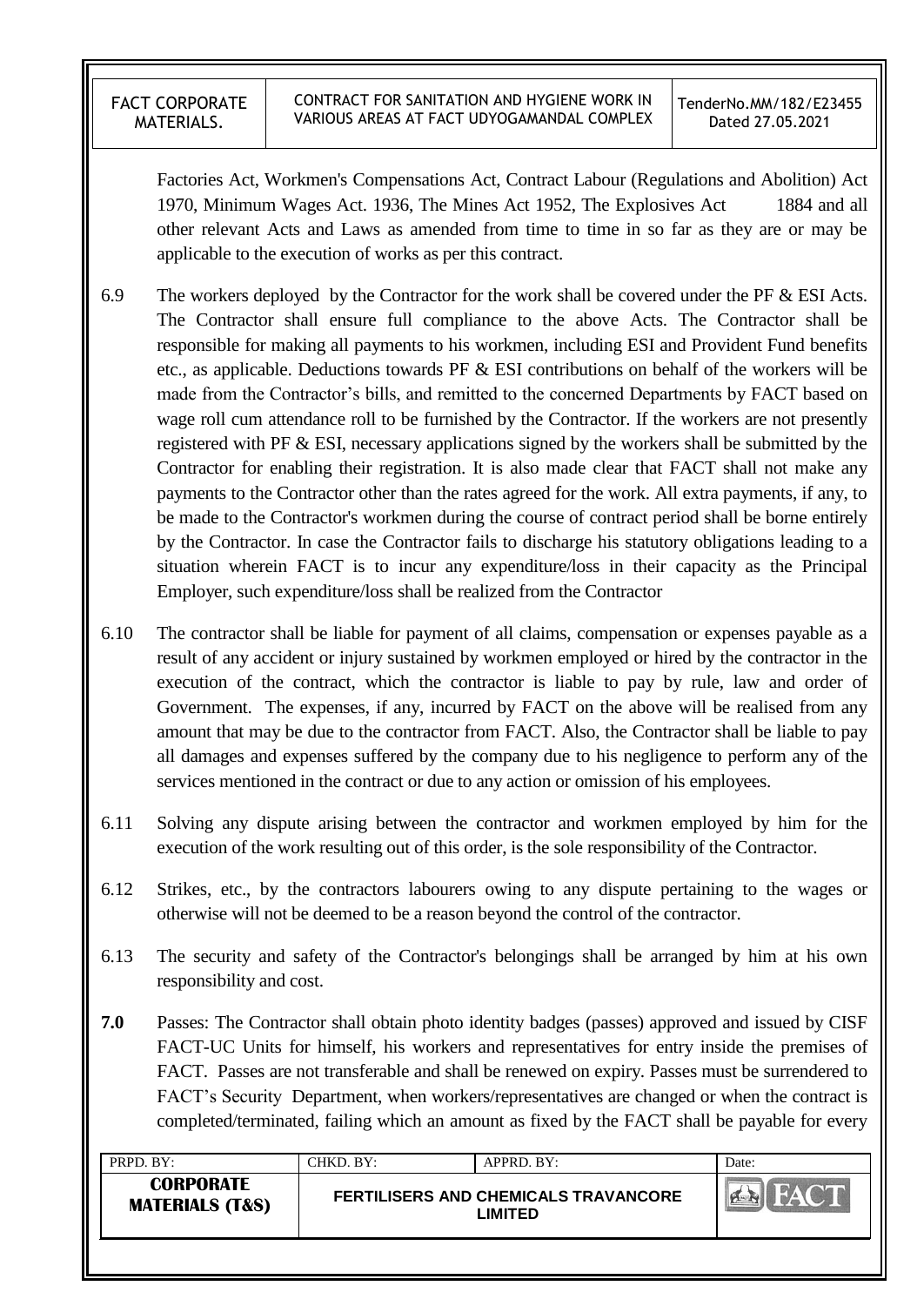Factories Act, Workmen's Compensations Act, Contract Labour (Regulations and Abolition) Act 1970, Minimum Wages Act. 1936, The Mines Act 1952, The Explosives Act 1884 and all other relevant Acts and Laws as amended from time to time in so far as they are or may be applicable to the execution of works as per this contract.

6.9 The workers deployed by the Contractor for the work shall be covered under the PF & ESI Acts. The Contractor shall ensure full compliance to the above Acts. The Contractor shall be responsible for making all payments to his workmen, including ESI and Provident Fund benefits etc., as applicable. Deductions towards PF & ESI contributions on behalf of the workers will be made from the Contractor's bills, and remitted to the concerned Departments by FACT based on wage roll cum attendance roll to be furnished by the Contractor. If the workers are not presently registered with PF & ESI, necessary applications signed by the workers shall be submitted by the Contractor for enabling their registration. It is also made clear that FACT shall not make any payments to the Contractor other than the rates agreed for the work. All extra payments, if any, to be made to the Contractor's workmen during the course of contract period shall be borne entirely by the Contractor. In case the Contractor fails to discharge his statutory obligations leading to a situation wherein FACT is to incur any expenditure/loss in their capacity as the Principal Employer, such expenditure/loss shall be realized from the Contractor

6.10 The contractor shall be liable for payment of all claims, compensation or expenses payable as a result of any accident or injury sustained by workmen employed or hired by the contractor in the execution of the contract, which the contractor is liable to pay by rule, law and order of Government. The expenses, if any, incurred by FACT on the above will be realised from any amount that may be due to the contractor from FACT. Also, the Contractor shall be liable to pay all damages and expenses suffered by the company due to his negligence to perform any of the services mentioned in the contract or due to any action or omission of his employees.

6.11 Solving any dispute arising between the contractor and workmen employed by him for the execution of the work resulting out of this order, is the sole responsibility of the Contractor.

6.12 Strikes, etc., by the contractors labourers owing to any dispute pertaining to the wages or otherwise will not be deemed to be a reason beyond the control of the contractor.

6.13 The security and safety of the Contractor's belongings shall be arranged by him at his own responsibility and cost.

**7.0** Passes: The Contractor shall obtain photo identity badges (passes) approved and issued by CISF FACT-UC Units for himself, his workers and representatives for entry inside the premises of FACT. Passes are not transferable and shall be renewed on expiry. Passes must be surrendered to FACT's Security Department, when workers/representatives are changed or when the contract is completed/terminated, failing which an amount as fixed by the FACT shall be payable for every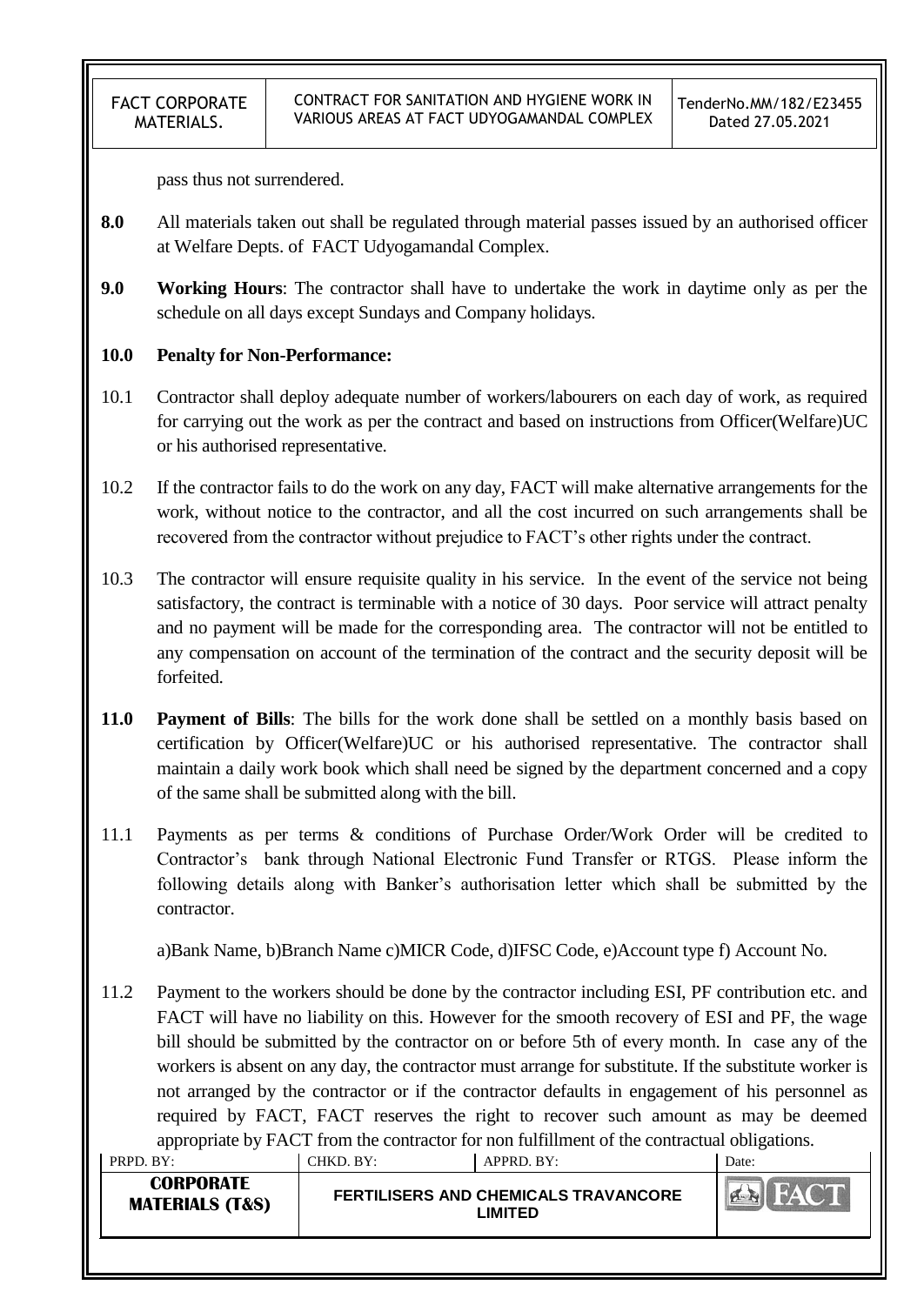pass thus not surrendered.

**8.0** All materials taken out shall be regulated through material passes issued by an authorised officer at Welfare Depts. of FACT Udyogamandal Complex.

**9.0** **Working Hours**: The contractor shall have to undertake the work in daytime only as per the schedule on all days except Sundays and Company holidays.

**10.0 Penalty for Non-Performance:**

10.1 Contractor shall deploy adequate number of workers/labourers on each day of work, as required for carrying out the work as per the contract and based on instructions from Officer(Welfare)UC or his authorised representative.

10.2 If the contractor fails to do the work on any day, FACT will make alternative arrangements for the work, without notice to the contractor, and all the cost incurred on such arrangements shall be recovered from the contractor without prejudice to FACT's other rights under the contract.

10.3 The contractor will ensure requisite quality in his service. In the event of the service not being satisfactory, the contract is terminable with a notice of 30 days. Poor service will attract penalty and no payment will be made for the corresponding area. The contractor will not be entitled to any compensation on account of the termination of the contract and the security deposit will be forfeited.

**11.0** **Payment of Bills**: The bills for the work done shall be settled on a monthly basis based on certification by Officer(Welfare)UC or his authorised representative. The contractor shall maintain a daily work book which shall need be signed by the department concerned and a copy of the same shall be submitted along with the bill.

11.1 Payments as per terms & conditions of Purchase Order/Work Order will be credited to Contractor's bank through National Electronic Fund Transfer or RTGS. Please inform the following details along with Banker's authorisation letter which shall be submitted by the contractor.

a)Bank Name, b)Branch Name c)MICR Code, d)IFSC Code, e)Account type f) Account No.

11.2 Payment to the workers should be done by the contractor including ESI, PF contribution etc. and FACT will have no liability on this. However for the smooth recovery of ESI and PF, the wage bill should be submitted by the contractor on or before 5th of every month. In case any of the workers is absent on any day, the contractor must arrange for substitute. If the substitute worker is not arranged by the contractor or if the contractor defaults in engagement of his personnel as required by FACT, FACT reserves the right to recover such amount as may be deemed appropriate by FACT from the contractor for non fulfillment of the contractual obligations.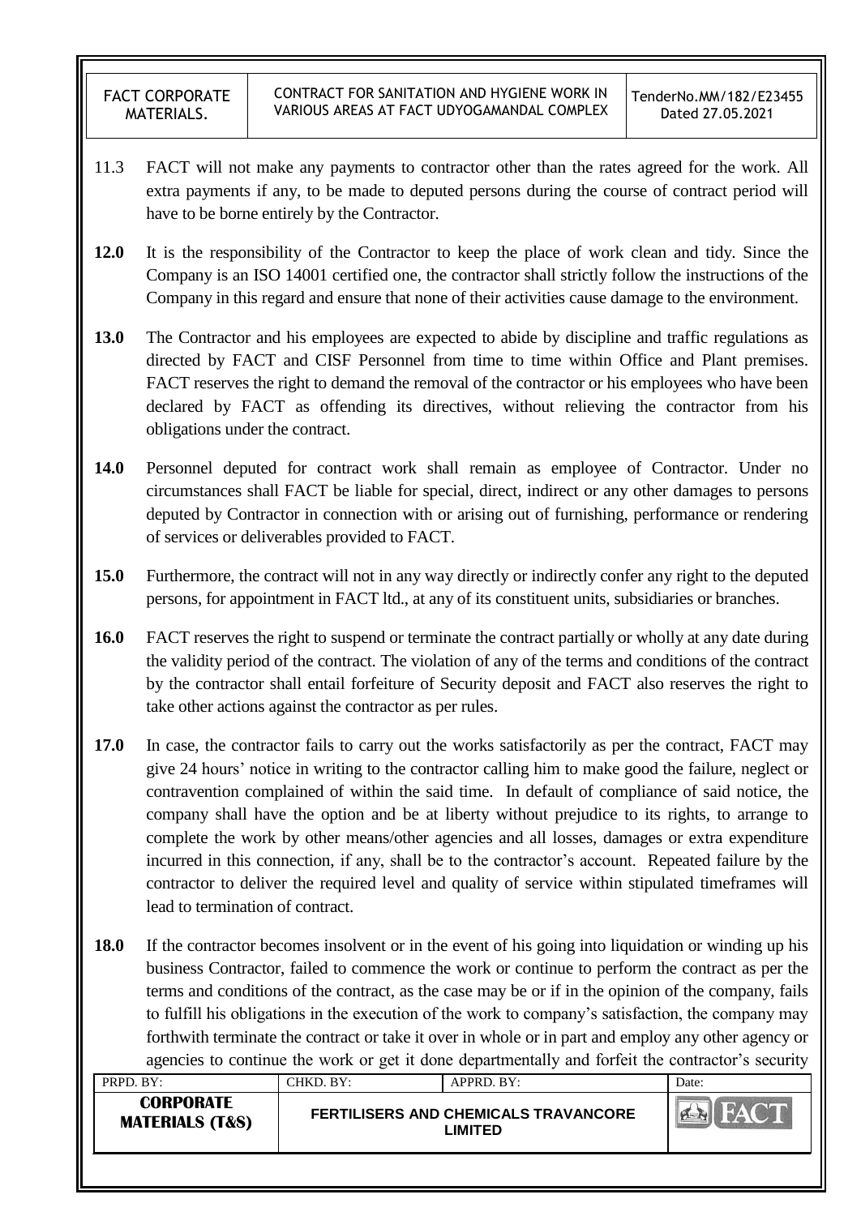11.3 FACT will not make any payments to contractor other than the rates agreed for the work. All extra payments if any, to be made to deputed persons during the course of contract period will have to be borne entirely by the Contractor.

**12.0** It is the responsibility of the Contractor to keep the place of work clean and tidy. Since the Company is an ISO 14001 certified one, the contractor shall strictly follow the instructions of the Company in this regard and ensure that none of their activities cause damage to the environment.

**13.0** The Contractor and his employees are expected to abide by discipline and traffic regulations as directed by FACT and CISF Personnel from time to time within Office and Plant premises. FACT reserves the right to demand the removal of the contractor or his employees who have been declared by FACT as offending its directives, without relieving the contractor from his obligations under the contract.

**14.0** Personnel deputed for contract work shall remain as employee of Contractor. Under no circumstances shall FACT be liable for special, direct, indirect or any other damages to persons deputed by Contractor in connection with or arising out of furnishing, performance or rendering of services or deliverables provided to FACT.

**15.0** Furthermore, the contract will not in any way directly or indirectly confer any right to the deputed persons, for appointment in FACT ltd., at any of its constituent units, subsidiaries or branches.

**16.0** FACT reserves the right to suspend or terminate the contract partially or wholly at any date during the validity period of the contract. The violation of any of the terms and conditions of the contract by the contractor shall entail forfeiture of Security deposit and FACT also reserves the right to take other actions against the contractor as per rules.

**17.0** In case, the contractor fails to carry out the works satisfactorily as per the contract, FACT may give 24 hours' notice in writing to the contractor calling him to make good the failure, neglect or contravention complained of within the said time. In default of compliance of said notice, the company shall have the option and be at liberty without prejudice to its rights, to arrange to complete the work by other means/other agencies and all losses, damages or extra expenditure incurred in this connection, if any, shall be to the contractor's account. Repeated failure by the contractor to deliver the required level and quality of service within stipulated timeframes will lead to termination of contract.

**18.0** If the contractor becomes insolvent or in the event of his going into liquidation or winding up his business Contractor, failed to commence the work or continue to perform the contract as per the terms and conditions of the contract, as the case may be or if in the opinion of the company, fails to fulfill his obligations in the execution of the work to company's satisfaction, the company may forthwith terminate the contract or take it over in whole or in part and employ any other agency or agencies to continue the work or get it done departmentally and forfeit the contractor's security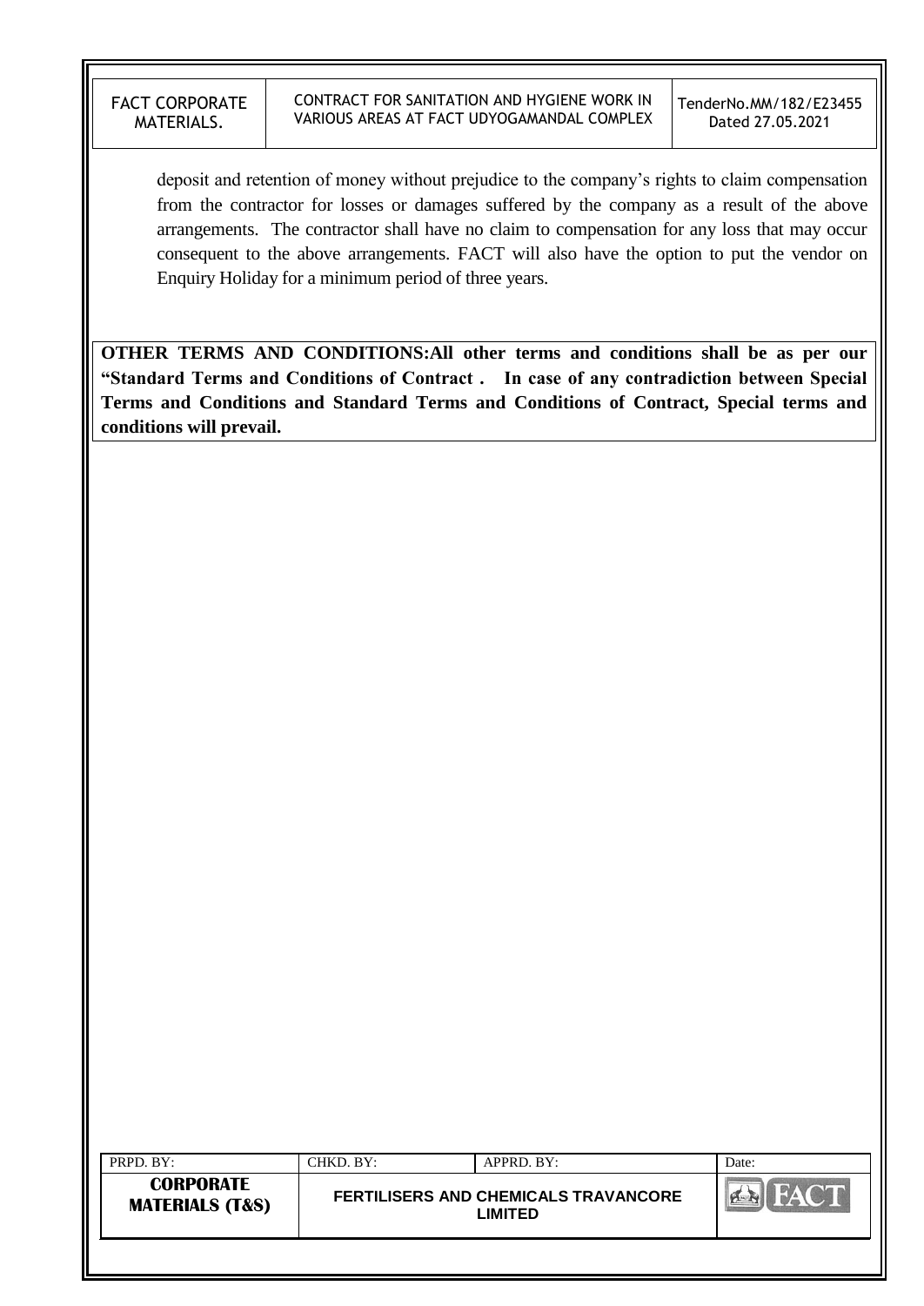deposit and retention of money without prejudice to the company's rights to claim compensation from the contractor for losses or damages suffered by the company as a result of the above arrangements. The contractor shall have no claim to compensation for any loss that may occur consequent to the above arrangements. FACT will also have the option to put the vendor on Enquiry Holiday for a minimum period of three years.

**OTHER TERMS AND CONDITIONS:All other terms and conditions shall be as per our "Standard Terms and Conditions of Contract . In case of any contradiction between Special Terms and Conditions and Standard Terms and Conditions of Contract, Special terms and conditions will prevail.**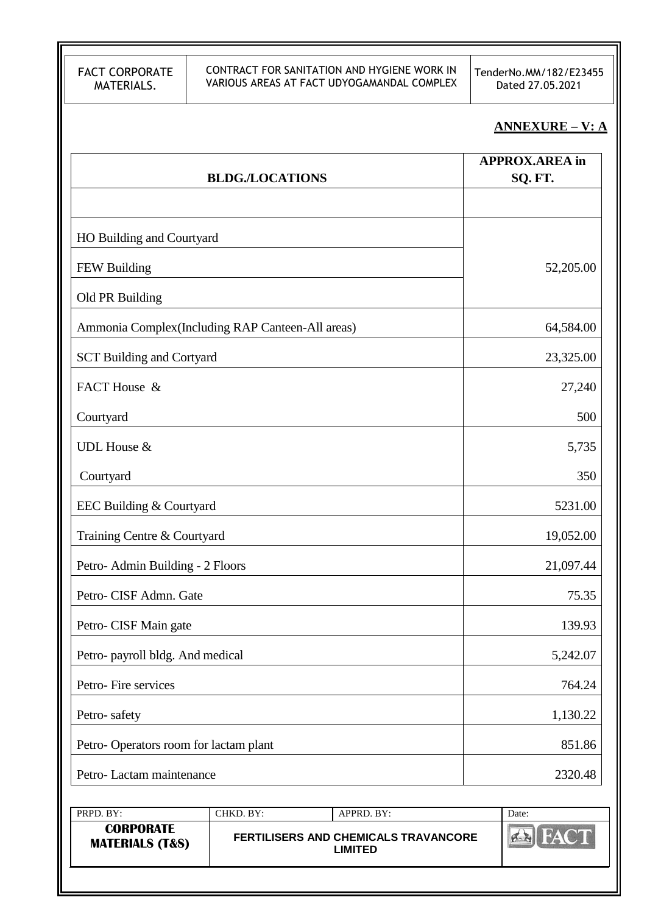## ANNEXURE – V: A

| BLDG./LOCATIONS | APPROX.AREA in SQ. FT. |
|---|---|
| | |
| HO Building and Courtyard | 52,205.00 |
| FEW Building | |
| Old PR Building | |
| Ammonia Complex(Including RAP Canteen-All areas) | 64,584.00 |
| SCT Building and Cortyard | 23,325.00 |
| FACT House & | 27,240 |
| Courtyard | 500 |
| UDL House & | 5,735 |
| Courtyard | 350 |
| EEC Building & Courtyard | 5231.00 |
| Training Centre & Courtyard | 19,052.00 |
| Petro- Admin Building - 2 Floors | 21,097.44 |
| Petro- CISF Admn. Gate | 75.35 |
| Petro- CISF Main gate | 139.93 |
| Petro- payroll bldg. And medical | 5,242.07 |
| Petro- Fire services | 764.24 |
| Petro- safety | 1,130.22 |
| Petro- Operators room for lactam plant | 851.86 |
| Petro- Lactam maintenance | 2320.48 |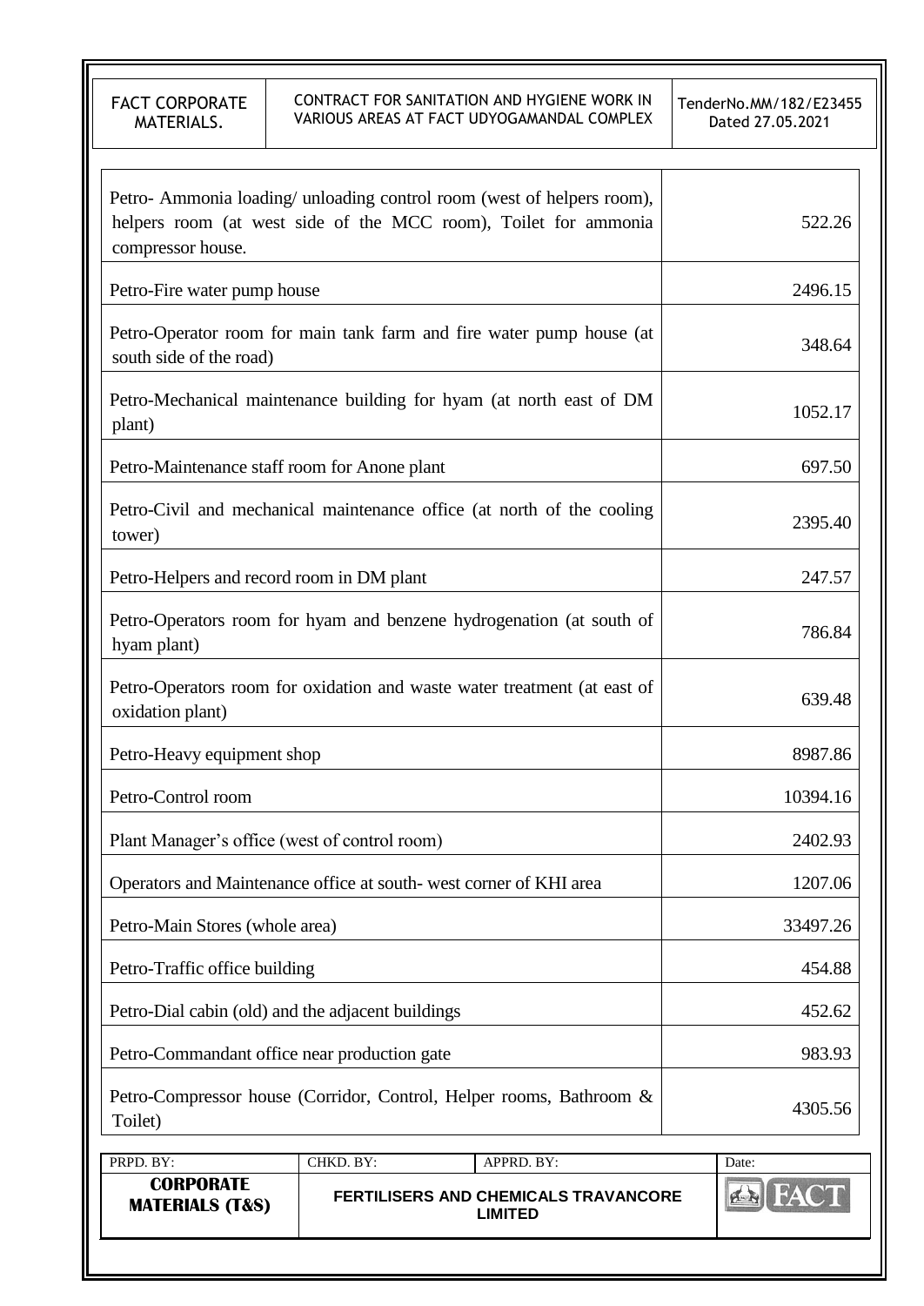| | |
|---|---|
| Petro- Ammonia loading/ unloading control room (west of helpers room), helpers room (at west side of the MCC room), Toilet for ammonia compressor house. | 522.26 |
| Petro-Fire water pump house | 2496.15 |
| Petro-Operator room for main tank farm and fire water pump house (at south side of the road) | 348.64 |
| Petro-Mechanical maintenance building for hyam (at north east of DM plant) | 1052.17 |
| Petro-Maintenance staff room for Anone plant | 697.50 |
| Petro-Civil and mechanical maintenance office (at north of the cooling tower) | 2395.40 |
| Petro-Helpers and record room in DM plant | 247.57 |
| Petro-Operators room for hyam and benzene hydrogenation (at south of hyam plant) | 786.84 |
| Petro-Operators room for oxidation and waste water treatment (at east of oxidation plant) | 639.48 |
| Petro-Heavy equipment shop | 8987.86 |
| Petro-Control room | 10394.16 |
| Plant Manager's office (west of control room) | 2402.93 |
| Operators and Maintenance office at south- west corner of KHI area | 1207.06 |
| Petro-Main Stores (whole area) | 33497.26 |
| Petro-Traffic office building | 454.88 |
| Petro-Dial cabin (old) and the adjacent buildings | 452.62 |
| Petro-Commandant office near production gate | 983.93 |
| Petro-Compressor house (Corridor, Control, Helper rooms, Bathroom & Toilet) | 4305.56 |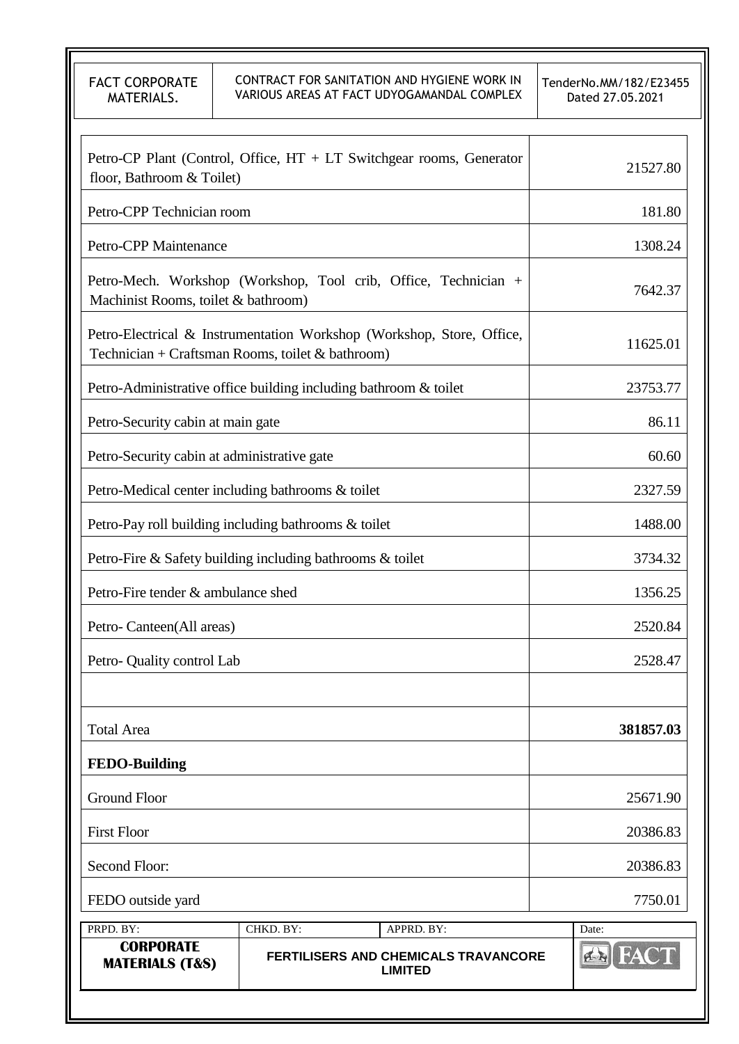| | |
|---|---|
| Petro-CP Plant (Control, Office, HT + LT Switchgear rooms, Generator floor, Bathroom & Toilet) | 21527.80 |
| Petro-CPP Technician room | 181.80 |
| Petro-CPP Maintenance | 1308.24 |
| Petro-Mech. Workshop (Workshop, Tool crib, Office, Technician + Machinist Rooms, toilet & bathroom) | 7642.37 |
| Petro-Electrical & Instrumentation Workshop (Workshop, Store, Office, Technician + Craftsman Rooms, toilet & bathroom) | 11625.01 |
| Petro-Administrative office building including bathroom & toilet | 23753.77 |
| Petro-Security cabin at main gate | 86.11 |
| Petro-Security cabin at administrative gate | 60.60 |
| Petro-Medical center including bathrooms & toilet | 2327.59 |
| Petro-Pay roll building including bathrooms & toilet | 1488.00 |
| Petro-Fire & Safety building including bathrooms & toilet | 3734.32 |
| Petro-Fire tender & ambulance shed | 1356.25 |
| Petro- Canteen(All areas) | 2520.84 |
| Petro- Quality control Lab | 2528.47 |
| | |
| Total Area | **381857.03** |
| **FEDO-Building** | |
| Ground Floor | 25671.90 |
| First Floor | 20386.83 |
| Second Floor: | 20386.83 |
| FEDO outside yard | 7750.01 |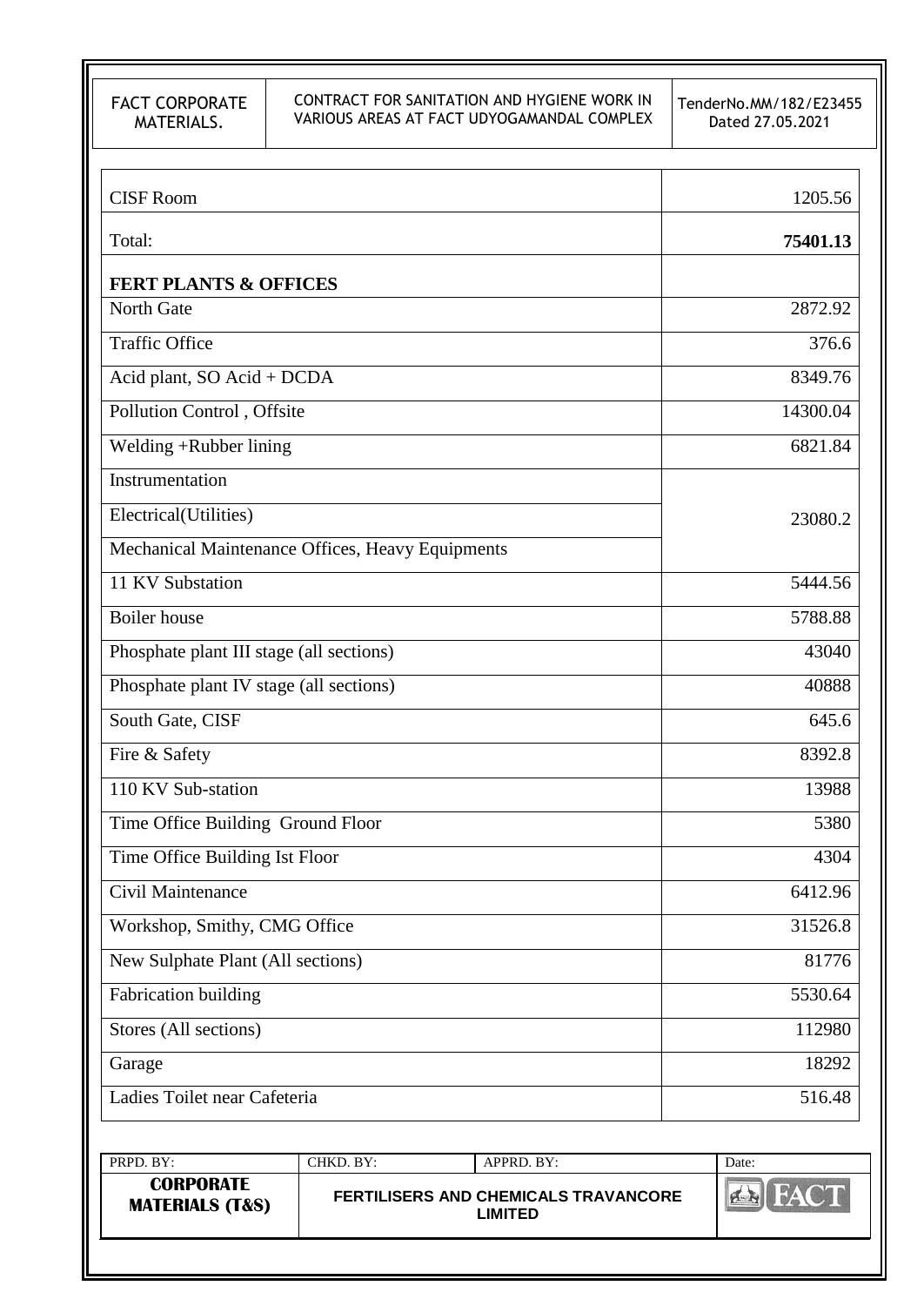| | |
|---|---|
| CISF Room | 1205.56 |
| Total: | **75401.13** |
| **FERT PLANTS & OFFICES** | |
| North Gate | 2872.92 |
| Traffic Office | 376.6 |
| Acid plant, SO Acid + DCDA | 8349.76 |
| Pollution Control , Offsite | 14300.04 |
| Welding +Rubber lining | 6821.84 |
| Instrumentation | 23080.2 |
| Electrical(Utilities) | |
| Mechanical Maintenance Offices, Heavy Equipments | |
| 11 KV Substation | 5444.56 |
| Boiler house | 5788.88 |
| Phosphate plant III stage (all sections) | 43040 |
| Phosphate plant IV stage (all sections) | 40888 |
| South Gate, CISF | 645.6 |
| Fire & Safety | 8392.8 |
| 110 KV Sub-station | 13988 |
| Time Office Building Ground Floor | 5380 |
| Time Office Building Ist Floor | 4304 |
| Civil Maintenance | 6412.96 |
| Workshop, Smithy, CMG Office | 31526.8 |
| New Sulphate Plant (All sections) | 81776 |
| Fabrication building | 5530.64 |
| Stores (All sections) | 112980 |
| Garage | 18292 |
| Ladies Toilet near Cafeteria | 516.48 |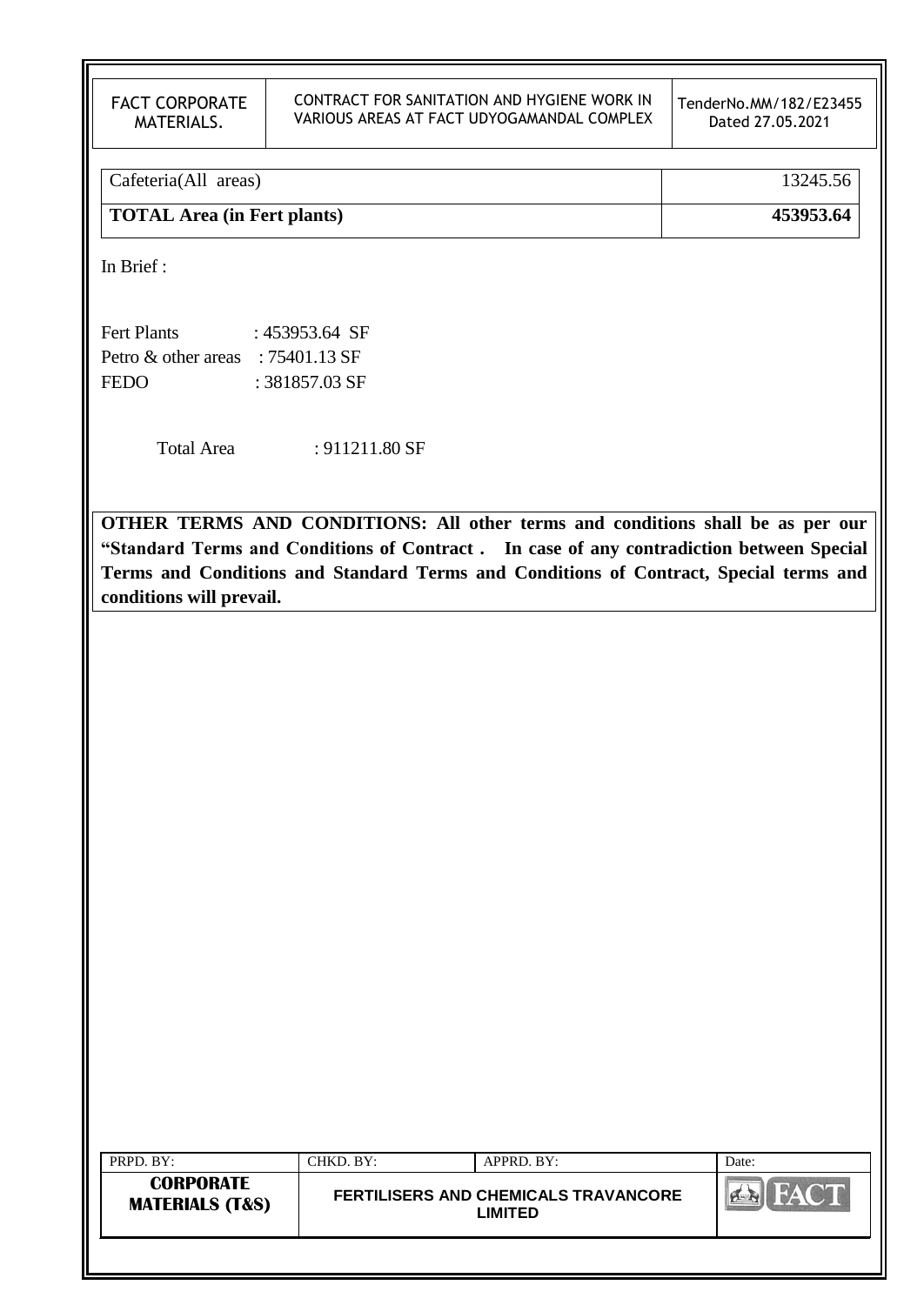| Cafeteria(All areas) | 13245.56 |
| --- | --- |
| **TOTAL Area (in Fert plants)** | **453953.64** |

In Brief :

Fert Plants : 453953.64 SF
Petro & other areas : 75401.13 SF
FEDO : 381857.03 SF

Total Area : 911211.80 SF

**OTHER TERMS AND CONDITIONS: All other terms and conditions shall be as per our "Standard Terms and Conditions of Contract . In case of any contradiction between Special Terms and Conditions and Standard Terms and Conditions of Contract, Special terms and conditions will prevail.**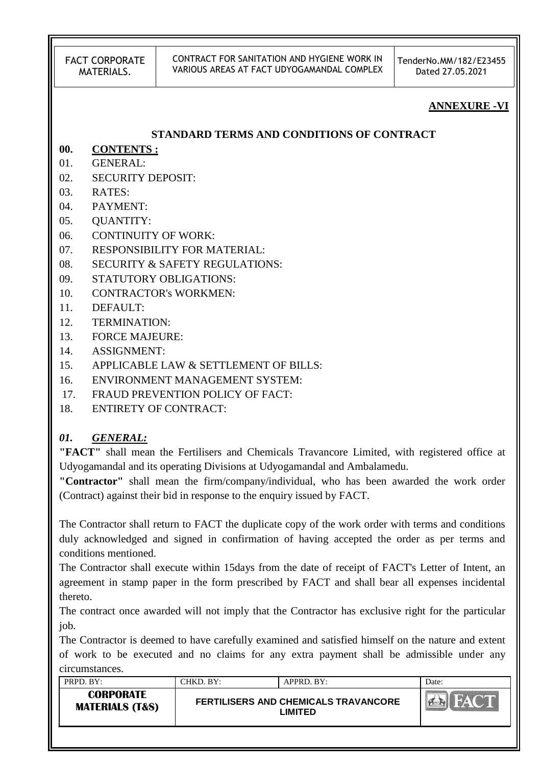**ANNEXURE -VI**

## STANDARD TERMS AND CONDITIONS OF CONTRACT

**00. CONTENTS :**

01. GENERAL:
02. SECURITY DEPOSIT:
03. RATES:
04. PAYMENT:
05. QUANTITY:
06. CONTINUITY OF WORK:
07. RESPONSIBILITY FOR MATERIAL:
08. SECURITY & SAFETY REGULATIONS:
09. STATUTORY OBLIGATIONS:
10. CONTRACTOR's WORKMEN:
11. DEFAULT:
12. TERMINATION:
13. FORCE MAJEURE:
14. ASSIGNMENT:
15. APPLICABLE LAW & SETTLEMENT OF BILLS:
16. ENVIRONMENT MANAGEMENT SYSTEM:
17. FRAUD PREVENTION POLICY OF FACT:
18. ENTIRETY OF CONTRACT:

### *01. GENERAL:*

**"FACT"** shall mean the Fertilisers and Chemicals Travancore Limited, with registered office at Udyogamandal and its operating Divisions at Udyogamandal and Ambalamedu.

**"Contractor"** shall mean the firm/company/individual, who has been awarded the work order (Contract) against their bid in response to the enquiry issued by FACT.

The Contractor shall return to FACT the duplicate copy of the work order with terms and conditions duly acknowledged and signed in confirmation of having accepted the order as per terms and conditions mentioned.

The Contractor shall execute within 15days from the date of receipt of FACT's Letter of Intent, an agreement in stamp paper in the form prescribed by FACT and shall bear all expenses incidental thereto.

The contract once awarded will not imply that the Contractor has exclusive right for the particular job.

The Contractor is deemed to have carefully examined and satisfied himself on the nature and extent of work to be executed and no claims for any extra payment shall be admissible under any circumstances.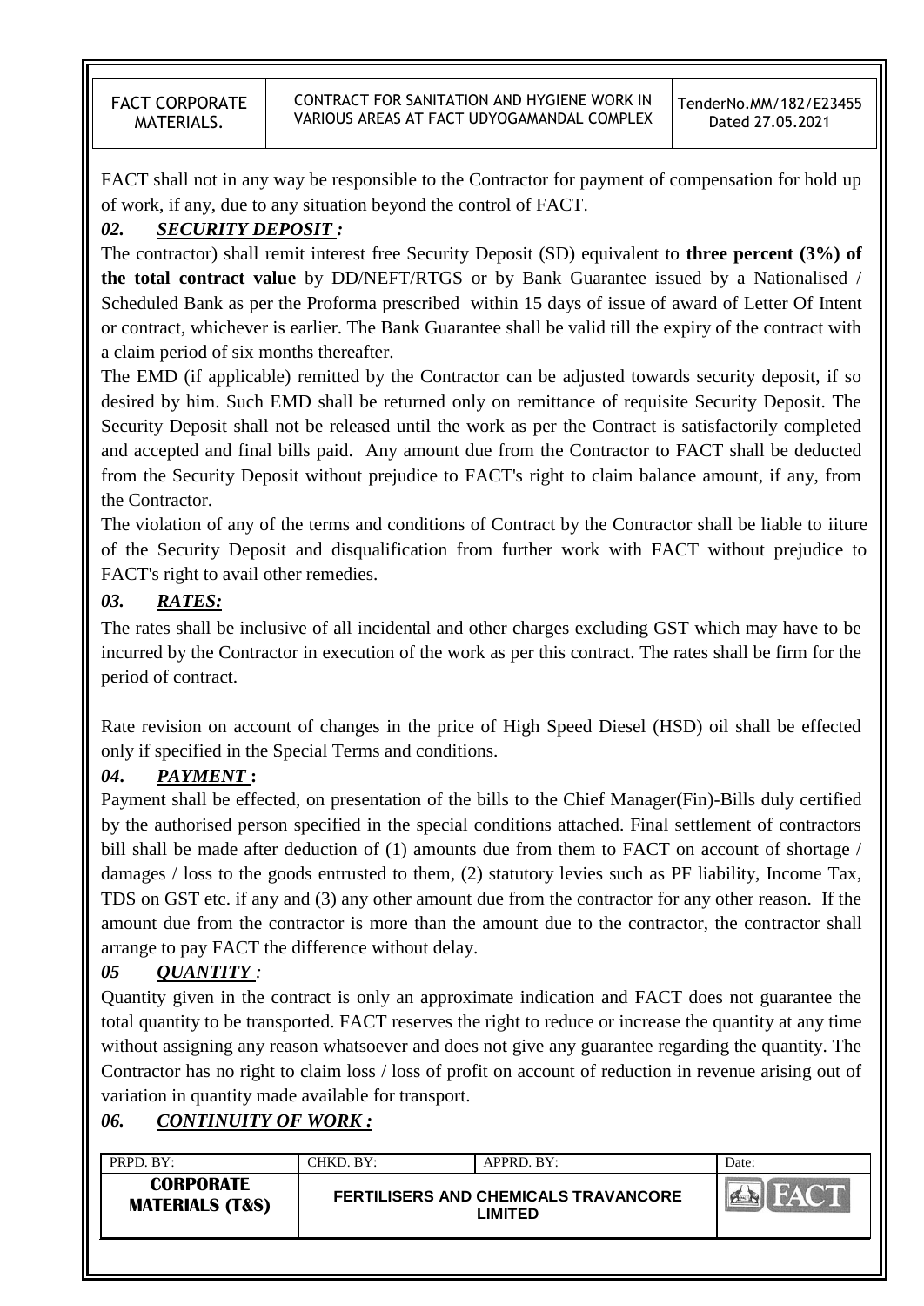FACT shall not in any way be responsible to the Contractor for payment of compensation for hold up of work, if any, due to any situation beyond the control of FACT.

## *02. SECURITY DEPOSIT :*

The contractor) shall remit interest free Security Deposit (SD) equivalent to **three percent (3%) of the total contract value** by DD/NEFT/RTGS or by Bank Guarantee issued by a Nationalised / Scheduled Bank as per the Proforma prescribed within 15 days of issue of award of Letter Of Intent or contract, whichever is earlier. The Bank Guarantee shall be valid till the expiry of the contract with a claim period of six months thereafter.

The EMD (if applicable) remitted by the Contractor can be adjusted towards security deposit, if so desired by him. Such EMD shall be returned only on remittance of requisite Security Deposit. The Security Deposit shall not be released until the work as per the Contract is satisfactorily completed and accepted and final bills paid. Any amount due from the Contractor to FACT shall be deducted from the Security Deposit without prejudice to FACT's right to claim balance amount, if any, from the Contractor.

The violation of any of the terms and conditions of Contract by the Contractor shall be liable to iiture of the Security Deposit and disqualification from further work with FACT without prejudice to FACT's right to avail other remedies.

## *03. RATES:*

The rates shall be inclusive of all incidental and other charges excluding GST which may have to be incurred by the Contractor in execution of the work as per this contract. The rates shall be firm for the period of contract.

Rate revision on account of changes in the price of High Speed Diesel (HSD) oil shall be effected only if specified in the Special Terms and conditions.

## *04. PAYMENT* **:**

Payment shall be effected, on presentation of the bills to the Chief Manager(Fin)-Bills duly certified by the authorised person specified in the special conditions attached. Final settlement of contractors bill shall be made after deduction of (1) amounts due from them to FACT on account of shortage / damages / loss to the goods entrusted to them, (2) statutory levies such as PF liability, Income Tax, TDS on GST etc. if any and (3) any other amount due from the contractor for any other reason. If the amount due from the contractor is more than the amount due to the contractor, the contractor shall arrange to pay FACT the difference without delay.

## *05 QUANTITY :*

Quantity given in the contract is only an approximate indication and FACT does not guarantee the total quantity to be transported. FACT reserves the right to reduce or increase the quantity at any time without assigning any reason whatsoever and does not give any guarantee regarding the quantity. The Contractor has no right to claim loss / loss of profit on account of reduction in revenue arising out of variation in quantity made available for transport.

## *06. CONTINUITY OF WORK :*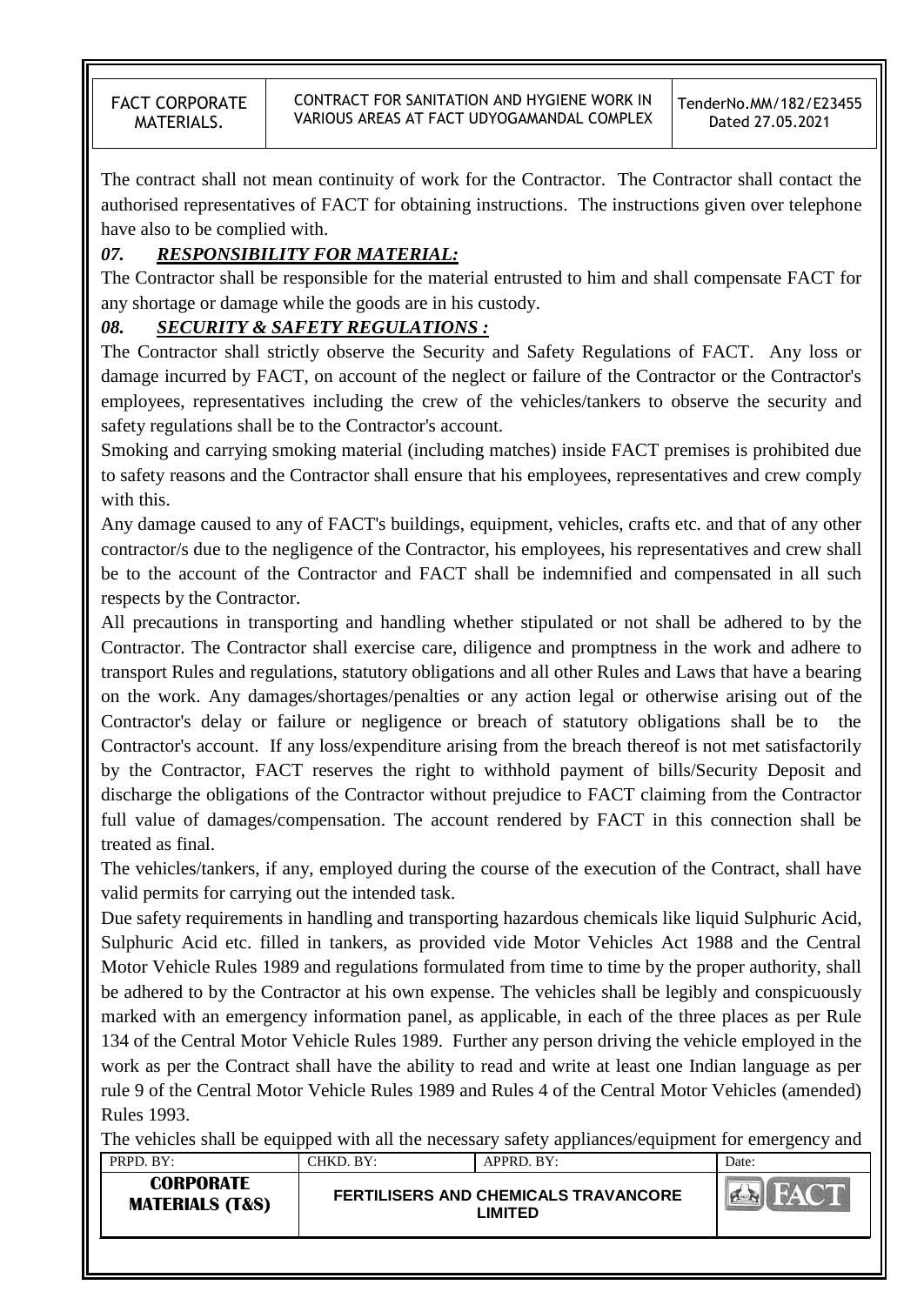The contract shall not mean continuity of work for the Contractor. The Contractor shall contact the authorised representatives of FACT for obtaining instructions. The instructions given over telephone have also to be complied with.

### *07. RESPONSIBILITY FOR MATERIAL:*

The Contractor shall be responsible for the material entrusted to him and shall compensate FACT for any shortage or damage while the goods are in his custody.

### *08. SECURITY & SAFETY REGULATIONS :*

The Contractor shall strictly observe the Security and Safety Regulations of FACT. Any loss or damage incurred by FACT, on account of the neglect or failure of the Contractor or the Contractor's employees, representatives including the crew of the vehicles/tankers to observe the security and safety regulations shall be to the Contractor's account.

Smoking and carrying smoking material (including matches) inside FACT premises is prohibited due to safety reasons and the Contractor shall ensure that his employees, representatives and crew comply with this.

Any damage caused to any of FACT's buildings, equipment, vehicles, crafts etc. and that of any other contractor/s due to the negligence of the Contractor, his employees, his representatives and crew shall be to the account of the Contractor and FACT shall be indemnified and compensated in all such respects by the Contractor.

All precautions in transporting and handling whether stipulated or not shall be adhered to by the Contractor. The Contractor shall exercise care, diligence and promptness in the work and adhere to transport Rules and regulations, statutory obligations and all other Rules and Laws that have a bearing on the work. Any damages/shortages/penalties or any action legal or otherwise arising out of the Contractor's delay or failure or negligence or breach of statutory obligations shall be to the Contractor's account. If any loss/expenditure arising from the breach thereof is not met satisfactorily by the Contractor, FACT reserves the right to withhold payment of bills/Security Deposit and discharge the obligations of the Contractor without prejudice to FACT claiming from the Contractor full value of damages/compensation. The account rendered by FACT in this connection shall be treated as final.

The vehicles/tankers, if any, employed during the course of the execution of the Contract, shall have valid permits for carrying out the intended task.

Due safety requirements in handling and transporting hazardous chemicals like liquid Sulphuric Acid, Sulphuric Acid etc. filled in tankers, as provided vide Motor Vehicles Act 1988 and the Central Motor Vehicle Rules 1989 and regulations formulated from time to time by the proper authority, shall be adhered to by the Contractor at his own expense. The vehicles shall be legibly and conspicuously marked with an emergency information panel, as applicable, in each of the three places as per Rule 134 of the Central Motor Vehicle Rules 1989. Further any person driving the vehicle employed in the work as per the Contract shall have the ability to read and write at least one Indian language as per rule 9 of the Central Motor Vehicle Rules 1989 and Rules 4 of the Central Motor Vehicles (amended) Rules 1993.

The vehicles shall be equipped with all the necessary safety appliances/equipment for emergency and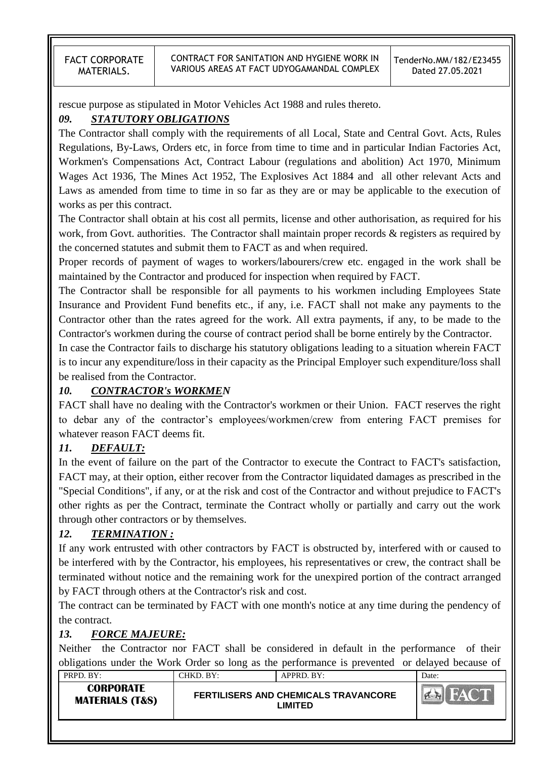rescue purpose as stipulated in Motor Vehicles Act 1988 and rules thereto.

### *09. STATUTORY OBLIGATIONS*

The Contractor shall comply with the requirements of all Local, State and Central Govt. Acts, Rules Regulations, By-Laws, Orders etc, in force from time to time and in particular Indian Factories Act, Workmen's Compensations Act, Contract Labour (regulations and abolition) Act 1970, Minimum Wages Act 1936, The Mines Act 1952, The Explosives Act 1884 and all other relevant Acts and Laws as amended from time to time in so far as they are or may be applicable to the execution of works as per this contract.

The Contractor shall obtain at his cost all permits, license and other authorisation, as required for his work, from Govt. authorities. The Contractor shall maintain proper records & registers as required by the concerned statutes and submit them to FACT as and when required.

Proper records of payment of wages to workers/labourers/crew etc. engaged in the work shall be maintained by the Contractor and produced for inspection when required by FACT.

The Contractor shall be responsible for all payments to his workmen including Employees State Insurance and Provident Fund benefits etc., if any, i.e. FACT shall not make any payments to the Contractor other than the rates agreed for the work. All extra payments, if any, to be made to the Contractor's workmen during the course of contract period shall be borne entirely by the Contractor.

In case the Contractor fails to discharge his statutory obligations leading to a situation wherein FACT is to incur any expenditure/loss in their capacity as the Principal Employer such expenditure/loss shall be realised from the Contractor.

### *10. CONTRACTOR's WORKMEN*

FACT shall have no dealing with the Contractor's workmen or their Union. FACT reserves the right to debar any of the contractor's employees/workmen/crew from entering FACT premises for whatever reason FACT deems fit.

### *11. DEFAULT:*

In the event of failure on the part of the Contractor to execute the Contract to FACT's satisfaction, FACT may, at their option, either recover from the Contractor liquidated damages as prescribed in the "Special Conditions", if any, or at the risk and cost of the Contractor and without prejudice to FACT's other rights as per the Contract, terminate the Contract wholly or partially and carry out the work through other contractors or by themselves.

### *12. TERMINATION :*

If any work entrusted with other contractors by FACT is obstructed by, interfered with or caused to be interfered with by the Contractor, his employees, his representatives or crew, the contract shall be terminated without notice and the remaining work for the unexpired portion of the contract arranged by FACT through others at the Contractor's risk and cost.

The contract can be terminated by FACT with one month's notice at any time during the pendency of the contract.

### *13. FORCE MAJEURE:*

Neither the Contractor nor FACT shall be considered in default in the performance of their obligations under the Work Order so long as the performance is prevented or delayed because of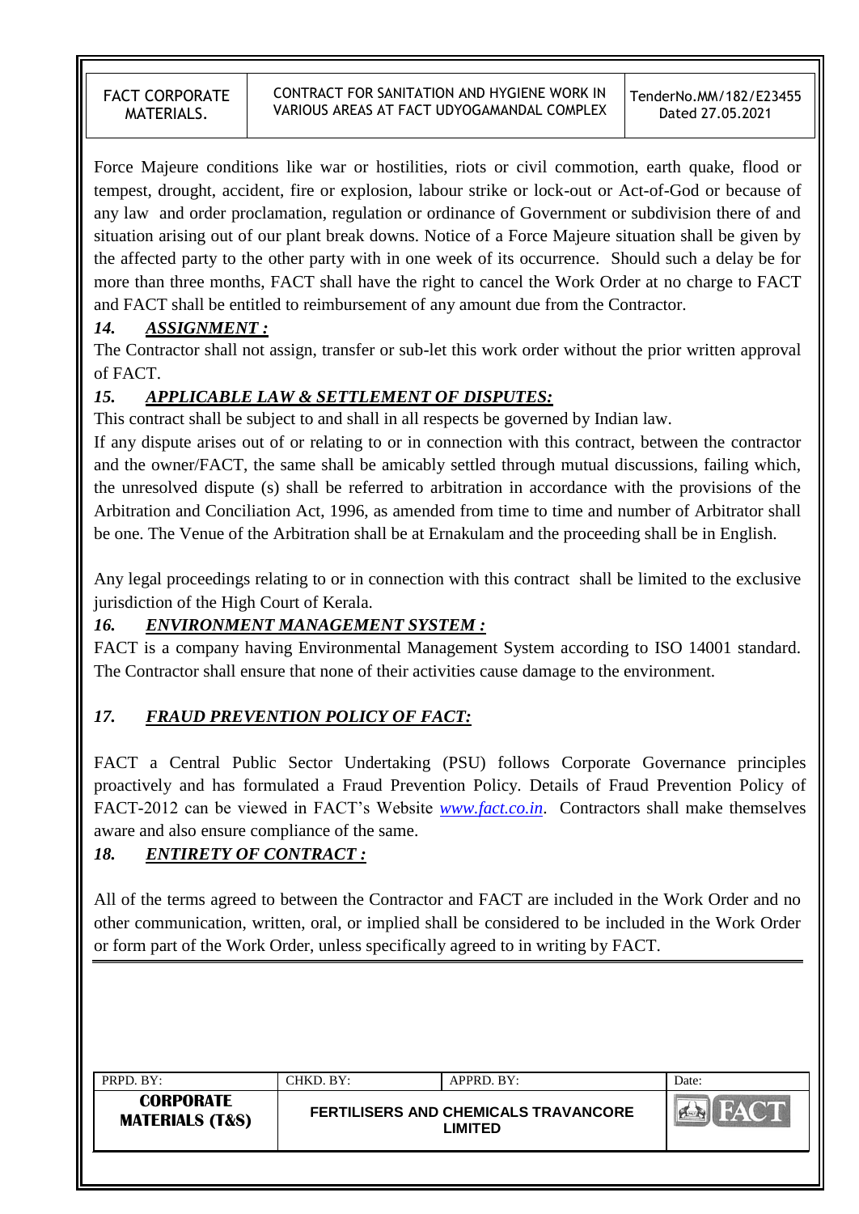Force Majeure conditions like war or hostilities, riots or civil commotion, earth quake, flood or tempest, drought, accident, fire or explosion, labour strike or lock-out or Act-of-God or because of any law and order proclamation, regulation or ordinance of Government or subdivision there of and situation arising out of our plant break downs. Notice of a Force Majeure situation shall be given by the affected party to the other party with in one week of its occurrence. Should such a delay be for more than three months, FACT shall have the right to cancel the Work Order at no charge to FACT and FACT shall be entitled to reimbursement of any amount due from the Contractor.

### *14. ASSIGNMENT :*

The Contractor shall not assign, transfer or sub-let this work order without the prior written approval of FACT.

### *15. APPLICABLE LAW & SETTLEMENT OF DISPUTES:*

This contract shall be subject to and shall in all respects be governed by Indian law.

If any dispute arises out of or relating to or in connection with this contract, between the contractor and the owner/FACT, the same shall be amicably settled through mutual discussions, failing which, the unresolved dispute (s) shall be referred to arbitration in accordance with the provisions of the Arbitration and Conciliation Act, 1996, as amended from time to time and number of Arbitrator shall be one. The Venue of the Arbitration shall be at Ernakulam and the proceeding shall be in English.

Any legal proceedings relating to or in connection with this contract shall be limited to the exclusive jurisdiction of the High Court of Kerala.

### *16. ENVIRONMENT MANAGEMENT SYSTEM :*

FACT is a company having Environmental Management System according to ISO 14001 standard. The Contractor shall ensure that none of their activities cause damage to the environment.

### *17. FRAUD PREVENTION POLICY OF FACT:*

FACT a Central Public Sector Undertaking (PSU) follows Corporate Governance principles proactively and has formulated a Fraud Prevention Policy. Details of Fraud Prevention Policy of FACT-2012 can be viewed in FACT's Website *www.fact.co.in*. Contractors shall make themselves aware and also ensure compliance of the same.

### *18. ENTIRETY OF CONTRACT :*

All of the terms agreed to between the Contractor and FACT are included in the Work Order and no other communication, written, oral, or implied shall be considered to be included in the Work Order or form part of the Work Order, unless specifically agreed to in writing by FACT.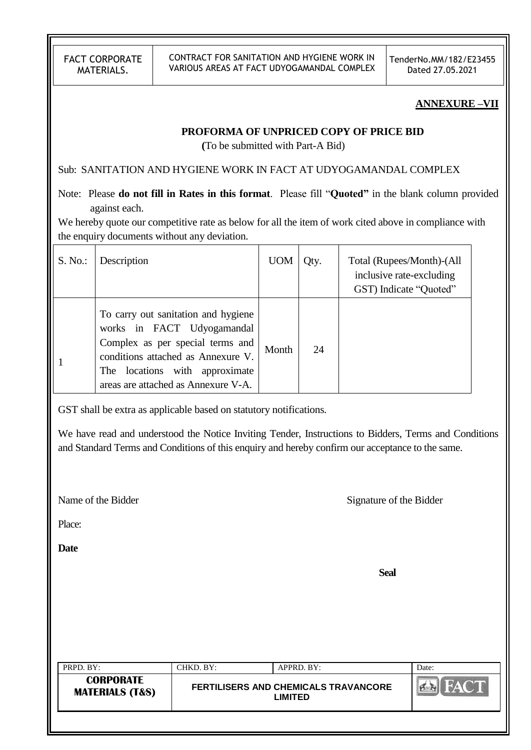**ANNEXURE –VII**

## PROFORMA OF UNPRICED COPY OF PRICE BID

(To be submitted with Part-A Bid)

Sub: SANITATION AND HYGIENE WORK IN FACT AT UDYOGAMANDAL COMPLEX

Note: Please **do not fill in Rates in this format**. Please fill "**Quoted"** in the blank column provided against each.

We hereby quote our competitive rate as below for all the item of work cited above in compliance with the enquiry documents without any deviation.

| S. No.: | Description | UOM | Qty. | Total (Rupees/Month)-(All inclusive rate-excluding GST) Indicate "Quoted" |
|---|---|---|---|---|
| 1 | To carry out sanitation and hygiene works in FACT Udyogamandal Complex as per special terms and conditions attached as Annexure V. The locations with approximate areas are attached as Annexure V-A. | Month | 24 | |

GST shall be extra as applicable based on statutory notifications.

We have read and understood the Notice Inviting Tender, Instructions to Bidders, Terms and Conditions and Standard Terms and Conditions of this enquiry and hereby confirm our acceptance to the same.

Name of the Bidder

Signature of the Bidder

Place:

**Date**

**Seal**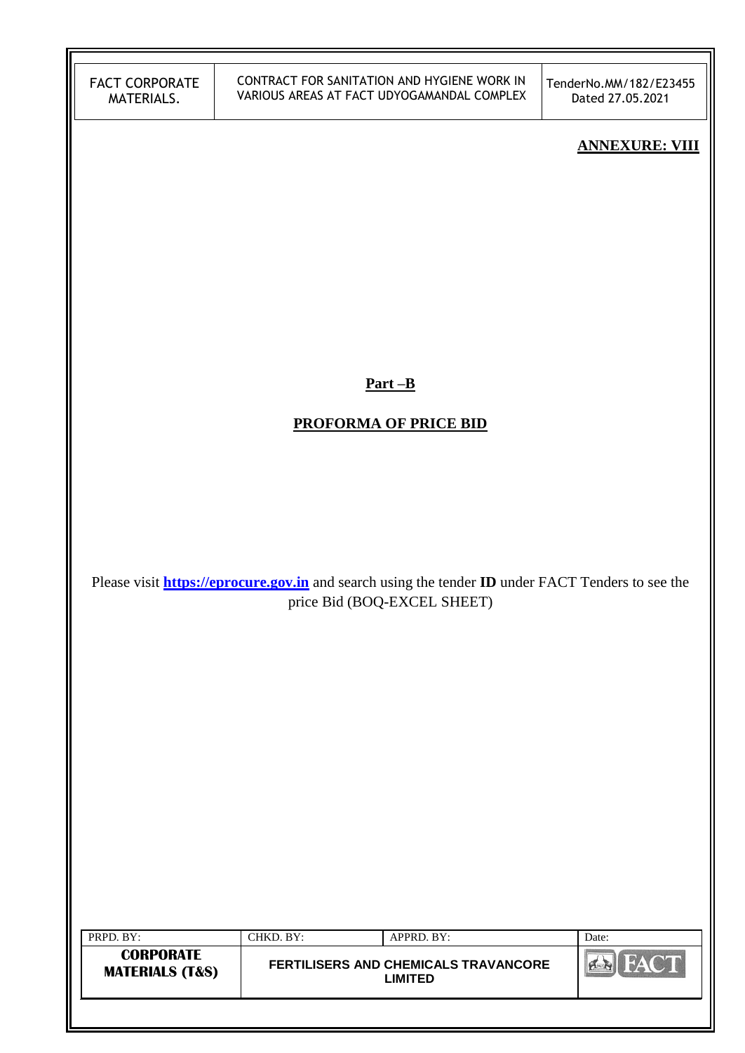**ANNEXURE: VIII**

## Part –B

## PROFORMA OF PRICE BID

Please visit **https://eprocure.gov.in** and search using the tender **ID** under FACT Tenders to see the price Bid (BOQ-EXCEL SHEET)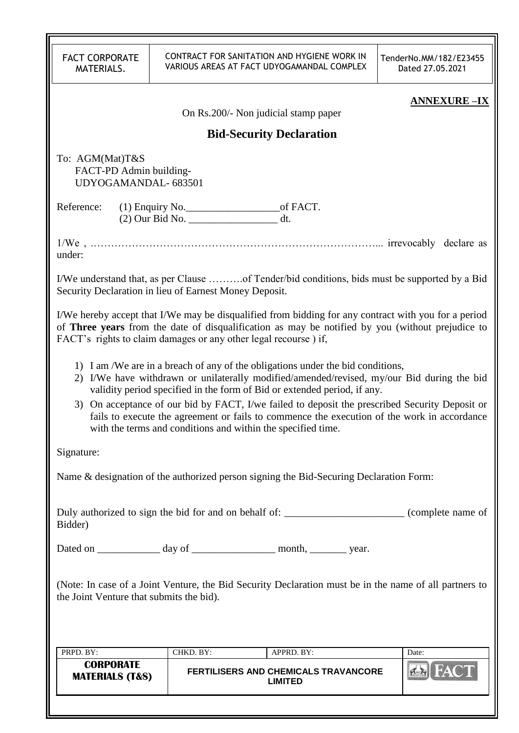**ANNEXURE –IX**

On Rs.200/- Non judicial stamp paper

## Bid-Security Declaration

To: AGM(Mat)T&S
FACT-PD Admin building-
UDYOGAMANDAL- 683501

Reference: (1) Enquiry No.__________________of FACT.
(2) Our Bid No. _________________ dt.

1/We , ………………………………………………………………………... irrevocably declare as under:

I/We understand that, as per Clause ……….of Tender/bid conditions, bids must be supported by a Bid Security Declaration in lieu of Earnest Money Deposit.

I/We hereby accept that I/We may be disqualified from bidding for any contract with you for a period of **Three years** from the date of disqualification as may be notified by you (without prejudice to FACT's rights to claim damages or any other legal recourse ) if,

1) I am /We are in a breach of any of the obligations under the bid conditions,
2) I/We have withdrawn or unilaterally modified/amended/revised, my/our Bid during the bid validity period specified in the form of Bid or extended period, if any.
3) On acceptance of our bid by FACT, I/we failed to deposit the prescribed Security Deposit or fails to execute the agreement or fails to commence the execution of the work in accordance with the terms and conditions and within the specified time.

Signature:

Name & designation of the authorized person signing the Bid-Securing Declaration Form:

Duly authorized to sign the bid for and on behalf of: _______________________ (complete name of Bidder)

Dated on ____________ day of ________________ month, _______ year.

(Note: In case of a Joint Venture, the Bid Security Declaration must be in the name of all partners to the Joint Venture that submits the bid).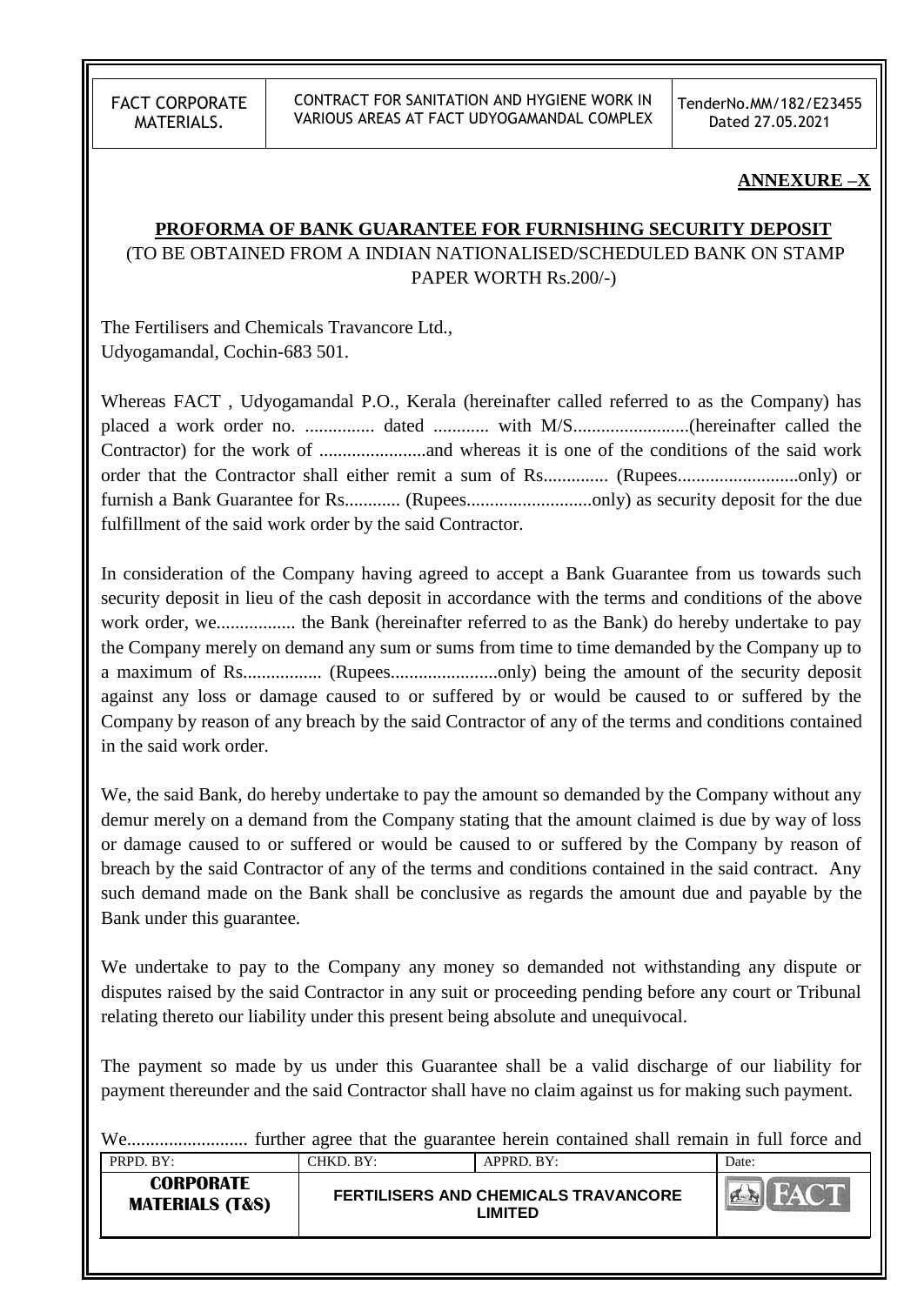**ANNEXURE –X**

## PROFORMA OF BANK GUARANTEE FOR FURNISHING SECURITY DEPOSIT

(TO BE OBTAINED FROM A INDIAN NATIONALISED/SCHEDULED BANK ON STAMP PAPER WORTH Rs.200/-)

The Fertilisers and Chemicals Travancore Ltd.,
Udyogamandal, Cochin-683 501.

Whereas FACT , Udyogamandal P.O., Kerala (hereinafter called referred to as the Company) has placed a work order no. ............... dated ............ with M/S.........................(hereinafter called the Contractor) for the work of .......................and whereas it is one of the conditions of the said work order that the Contractor shall either remit a sum of Rs.............. (Rupees..........................only) or furnish a Bank Guarantee for Rs............ (Rupees...........................only) as security deposit for the due fulfillment of the said work order by the said Contractor.

In consideration of the Company having agreed to accept a Bank Guarantee from us towards such security deposit in lieu of the cash deposit in accordance with the terms and conditions of the above work order, we................. the Bank (hereinafter referred to as the Bank) do hereby undertake to pay the Company merely on demand any sum or sums from time to time demanded by the Company up to a maximum of Rs................. (Rupees.......................only) being the amount of the security deposit against any loss or damage caused to or suffered by or would be caused to or suffered by the Company by reason of any breach by the said Contractor of any of the terms and conditions contained in the said work order.

We, the said Bank, do hereby undertake to pay the amount so demanded by the Company without any demur merely on a demand from the Company stating that the amount claimed is due by way of loss or damage caused to or suffered or would be caused to or suffered by the Company by reason of breach by the said Contractor of any of the terms and conditions contained in the said contract. Any such demand made on the Bank shall be conclusive as regards the amount due and payable by the Bank under this guarantee.

We undertake to pay to the Company any money so demanded not withstanding any dispute or disputes raised by the said Contractor in any suit or proceeding pending before any court or Tribunal relating thereto our liability under this present being absolute and unequivocal.

The payment so made by us under this Guarantee shall be a valid discharge of our liability for payment thereunder and the said Contractor shall have no claim against us for making such payment.

We.......................... further agree that the guarantee herein contained shall remain in full force and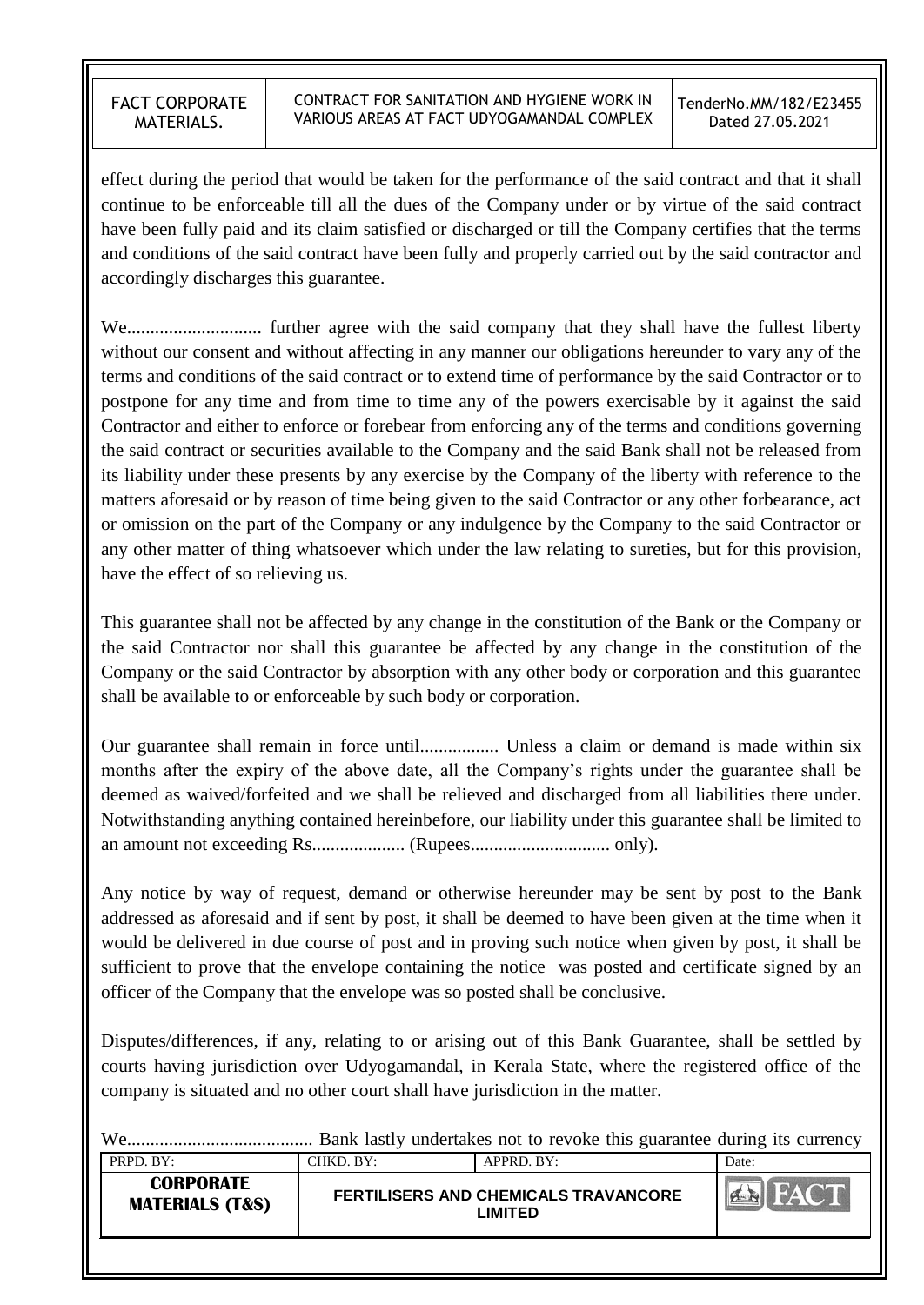effect during the period that would be taken for the performance of the said contract and that it shall continue to be enforceable till all the dues of the Company under or by virtue of the said contract have been fully paid and its claim satisfied or discharged or till the Company certifies that the terms and conditions of the said contract have been fully and properly carried out by the said contractor and accordingly discharges this guarantee.

We............................ further agree with the said company that they shall have the fullest liberty without our consent and without affecting in any manner our obligations hereunder to vary any of the terms and conditions of the said contract or to extend time of performance by the said Contractor or to postpone for any time and from time to time any of the powers exercisable by it against the said Contractor and either to enforce or forebear from enforcing any of the terms and conditions governing the said contract or securities available to the Company and the said Bank shall not be released from its liability under these presents by any exercise by the Company of the liberty with reference to the matters aforesaid or by reason of time being given to the said Contractor or any other forbearance, act or omission on the part of the Company or any indulgence by the Company to the said Contractor or any other matter of thing whatsoever which under the law relating to sureties, but for this provision, have the effect of so relieving us.

This guarantee shall not be affected by any change in the constitution of the Bank or the Company or the said Contractor nor shall this guarantee be affected by any change in the constitution of the Company or the said Contractor by absorption with any other body or corporation and this guarantee shall be available to or enforceable by such body or corporation.

Our guarantee shall remain in force until................. Unless a claim or demand is made within six months after the expiry of the above date, all the Company's rights under the guarantee shall be deemed as waived/forfeited and we shall be relieved and discharged from all liabilities there under. Notwithstanding anything contained hereinbefore, our liability under this guarantee shall be limited to an amount not exceeding Rs.................... (Rupees.............................. only).

Any notice by way of request, demand or otherwise hereunder may be sent by post to the Bank addressed as aforesaid and if sent by post, it shall be deemed to have been given at the time when it would be delivered in due course of post and in proving such notice when given by post, it shall be sufficient to prove that the envelope containing the notice was posted and certificate signed by an officer of the Company that the envelope was so posted shall be conclusive.

Disputes/differences, if any, relating to or arising out of this Bank Guarantee, shall be settled by courts having jurisdiction over Udyogamandal, in Kerala State, where the registered office of the company is situated and no other court shall have jurisdiction in the matter.

We........................................ Bank lastly undertakes not to revoke this guarantee during its currency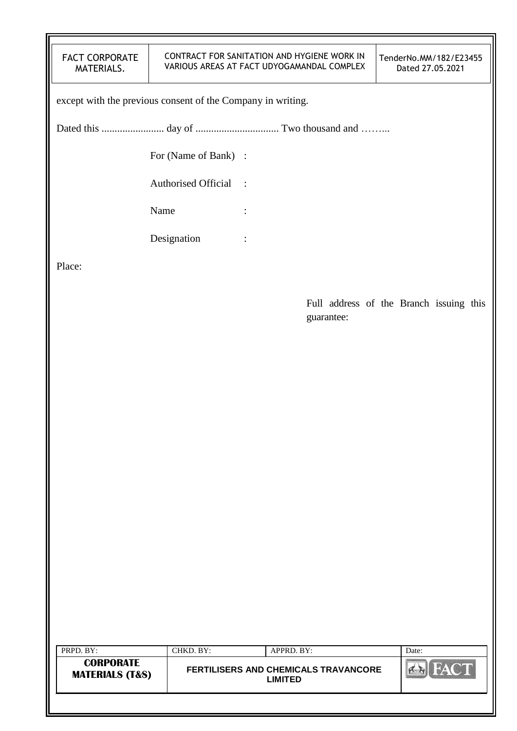except with the previous consent of the Company in writing.

Dated this ........................ day of ................................ Two thousand and ……...

For (Name of Bank) :

Authorised Official :

Name :

Designation :

Place:

Full address of the Branch issuing this guarantee: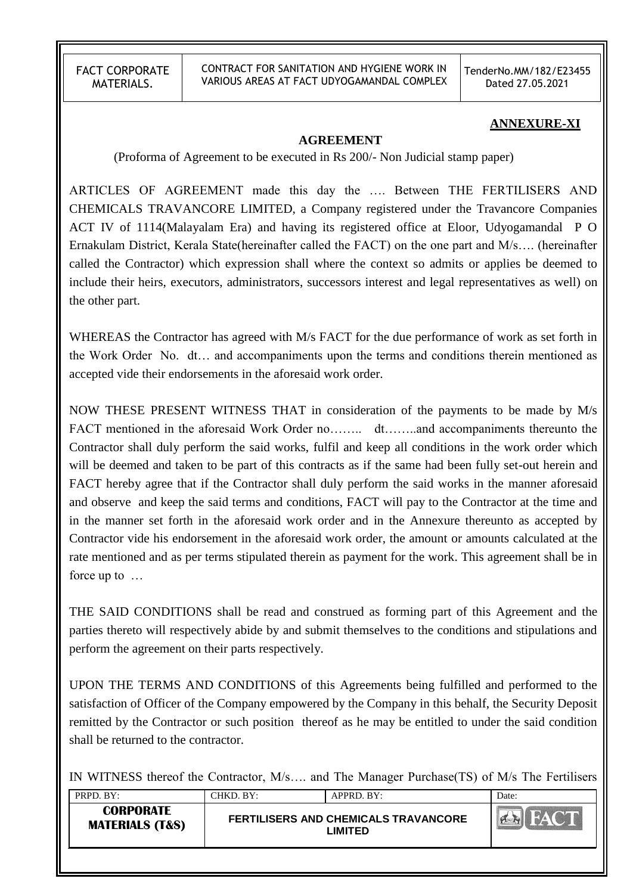**ANNEXURE-XI**

**AGREEMENT**

(Proforma of Agreement to be executed in Rs 200/- Non Judicial stamp paper)

ARTICLES OF AGREEMENT made this day the …. Between THE FERTILISERS AND CHEMICALS TRAVANCORE LIMITED, a Company registered under the Travancore Companies ACT IV of 1114(Malayalam Era) and having its registered office at Eloor, Udyogamandal P O Ernakulam District, Kerala State(hereinafter called the FACT) on the one part and M/s…. (hereinafter called the Contractor) which expression shall where the context so admits or applies be deemed to include their heirs, executors, administrators, successors interest and legal representatives as well) on the other part.

WHEREAS the Contractor has agreed with M/s FACT for the due performance of work as set forth in the Work Order No. dt… and accompaniments upon the terms and conditions therein mentioned as accepted vide their endorsements in the aforesaid work order.

NOW THESE PRESENT WITNESS THAT in consideration of the payments to be made by M/s FACT mentioned in the aforesaid Work Order no…….. dt……..and accompaniments thereunto the Contractor shall duly perform the said works, fulfil and keep all conditions in the work order which will be deemed and taken to be part of this contracts as if the same had been fully set-out herein and FACT hereby agree that if the Contractor shall duly perform the said works in the manner aforesaid and observe and keep the said terms and conditions, FACT will pay to the Contractor at the time and in the manner set forth in the aforesaid work order and in the Annexure thereunto as accepted by Contractor vide his endorsement in the aforesaid work order, the amount or amounts calculated at the rate mentioned and as per terms stipulated therein as payment for the work. This agreement shall be in force up to …

THE SAID CONDITIONS shall be read and construed as forming part of this Agreement and the parties thereto will respectively abide by and submit themselves to the conditions and stipulations and perform the agreement on their parts respectively.

UPON THE TERMS AND CONDITIONS of this Agreements being fulfilled and performed to the satisfaction of Officer of the Company empowered by the Company in this behalf, the Security Deposit remitted by the Contractor or such position thereof as he may be entitled to under the said condition shall be returned to the contractor.

IN WITNESS thereof the Contractor, M/s…. and The Manager Purchase(TS) of M/s The Fertilisers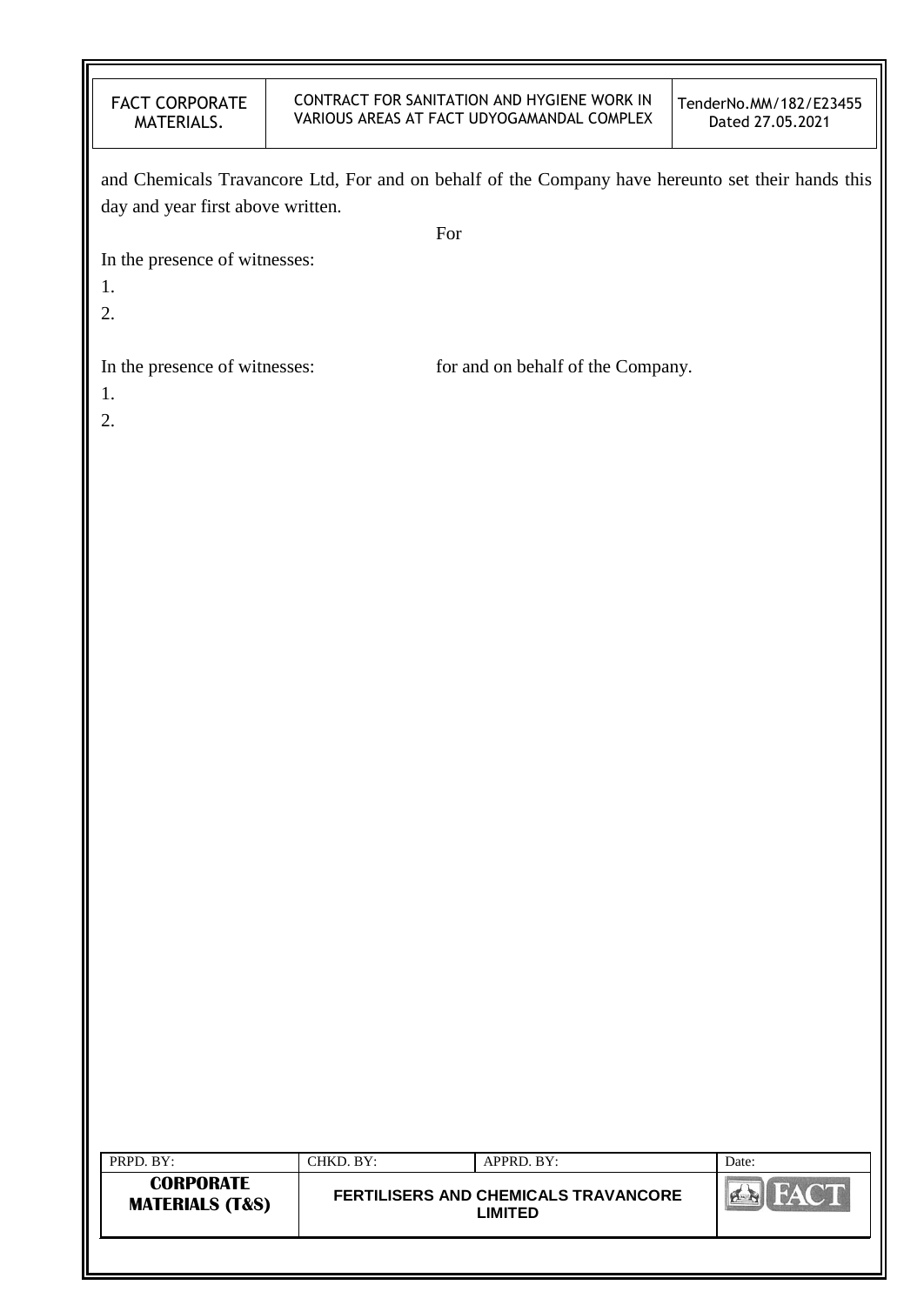and Chemicals Travancore Ltd, For and on behalf of the Company have hereunto set their hands this day and year first above written.

For

In the presence of witnesses:

1.

2.

In the presence of witnesses: for and on behalf of the Company.

1.

2.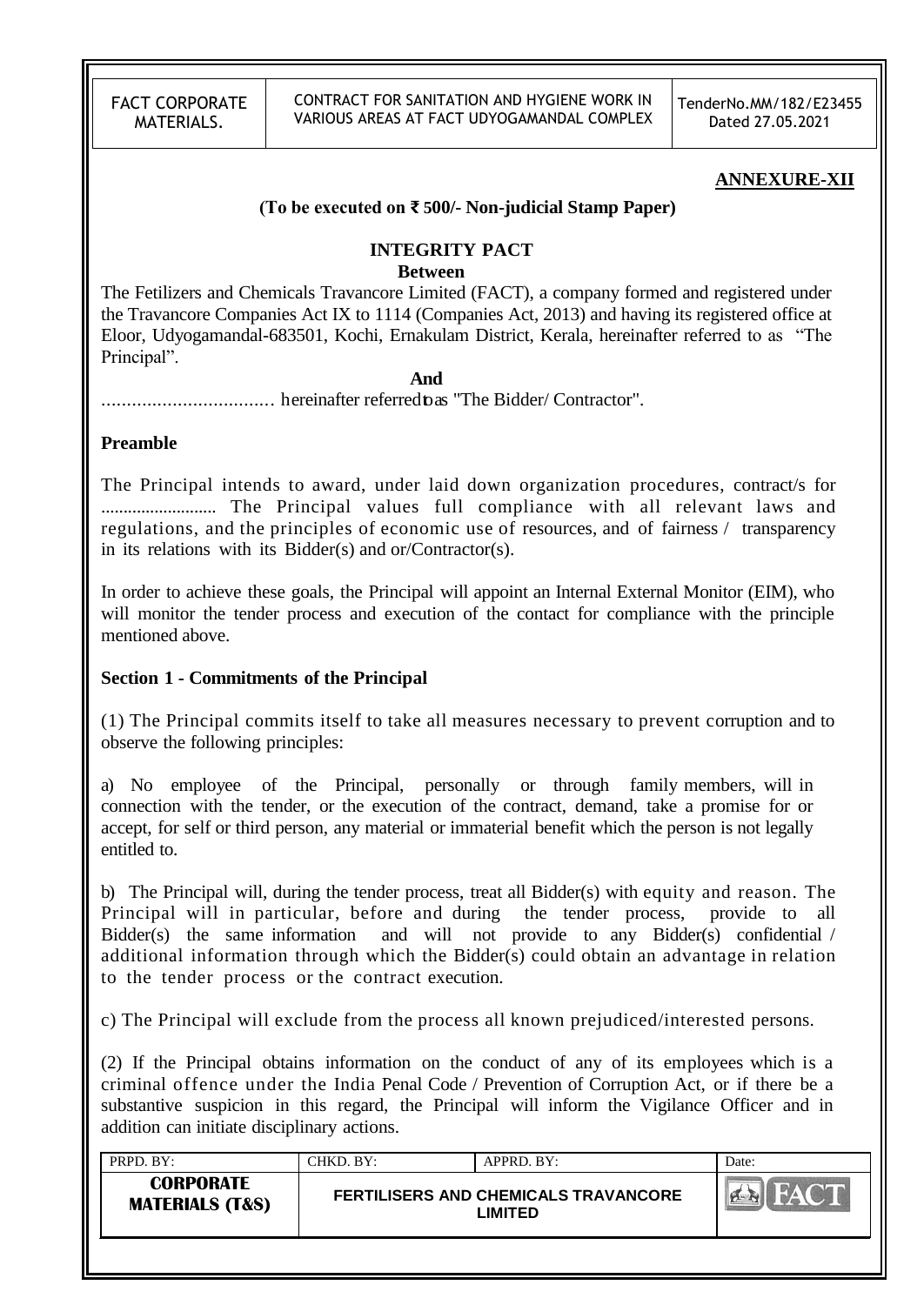**ANNEXURE-XII**

**(To be executed on ₹ 500/- Non-judicial Stamp Paper)**

## INTEGRITY PACT

**Between**

The Fetilizers and Chemicals Travancore Limited (FACT), a company formed and registered under the Travancore Companies Act IX to 1114 (Companies Act, 2013) and having its registered office at Eloor, Udyogamandal-683501, Kochi, Ernakulam District, Kerala, hereinafter referred to as "The Principal".

**And**

.................................. hereinafter referred to as "The Bidder/ Contractor".

**Preamble**

The Principal intends to award, under laid down organization procedures, contract/s for .......................... The Principal values full compliance with all relevant laws and regulations, and the principles of economic use of resources, and of fairness / transparency in its relations with its Bidder(s) and or/Contractor(s).

In order to achieve these goals, the Principal will appoint an Internal External Monitor (EIM), who will monitor the tender process and execution of the contact for compliance with the principle mentioned above.

**Section 1 - Commitments of the Principal**

(1) The Principal commits itself to take all measures necessary to prevent corruption and to observe the following principles:

a) No employee of the Principal, personally or through family members, will in connection with the tender, or the execution of the contract, demand, take a promise for or accept, for self or third person, any material or immaterial benefit which the person is not legally entitled to.

b) The Principal will, during the tender process, treat all Bidder(s) with equity and reason. The Principal will in particular, before and during the tender process, provide to all Bidder(s) the same information and will not provide to any Bidder(s) confidential / additional information through which the Bidder(s) could obtain an advantage in relation to the tender process or the contract execution.

c) The Principal will exclude from the process all known prejudiced/interested persons.

(2) If the Principal obtains information on the conduct of any of its employees which is a criminal offence under the India Penal Code / Prevention of Corruption Act, or if there be a substantive suspicion in this regard, the Principal will inform the Vigilance Officer and in addition can initiate disciplinary actions.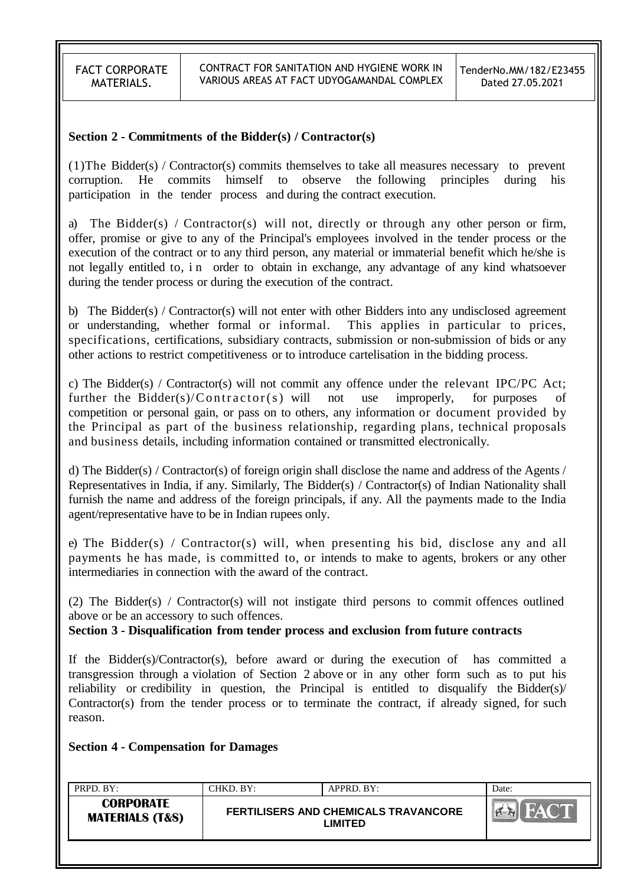**Section 2 - Commitments of the Bidder(s) / Contractor(s)**

(1)The Bidder(s) / Contractor(s) commits themselves to take all measures necessary to prevent corruption. He commits himself to observe the following principles during his participation in the tender process and during the contract execution.

a) The Bidder(s) / Contractor(s) will not, directly or through any other person or firm, offer, promise or give to any of the Principal's employees involved in the tender process or the execution of the contract or to any third person, any material or immaterial benefit which he/she is not legally entitled to, in order to obtain in exchange, any advantage of any kind whatsoever during the tender process or during the execution of the contract.

b) The Bidder(s) / Contractor(s) will not enter with other Bidders into any undisclosed agreement or understanding, whether formal or informal. This applies in particular to prices, specifications, certifications, subsidiary contracts, submission or non-submission of bids or any other actions to restrict competitiveness or to introduce cartelisation in the bidding process.

c) The Bidder(s) / Contractor(s) will not commit any offence under the relevant IPC/PC Act; further the Bidder(s)/Contractor(s) will not use improperly, for purposes of competition or personal gain, or pass on to others, any information or document provided by the Principal as part of the business relationship, regarding plans, technical proposals and business details, including information contained or transmitted electronically.

d) The Bidder(s) / Contractor(s) of foreign origin shall disclose the name and address of the Agents / Representatives in India, if any. Similarly, The Bidder(s) / Contractor(s) of Indian Nationality shall furnish the name and address of the foreign principals, if any. All the payments made to the India agent/representative have to be in Indian rupees only.

e) The Bidder(s) / Contractor(s) will, when presenting his bid, disclose any and all payments he has made, is committed to, or intends to make to agents, brokers or any other intermediaries in connection with the award of the contract.

(2) The Bidder(s) / Contractor(s) will not instigate third persons to commit offences outlined above or be an accessory to such offences.

**Section 3 - Disqualification from tender process and exclusion from future contracts**

If the Bidder(s)/Contractor(s), before award or during the execution of has committed a transgression through a violation of Section 2 above or in any other form such as to put his reliability or credibility in question, the Principal is entitled to disqualify the Bidder(s)/ Contractor(s) from the tender process or to terminate the contract, if already signed, for such reason.

**Section 4 - Compensation for Damages**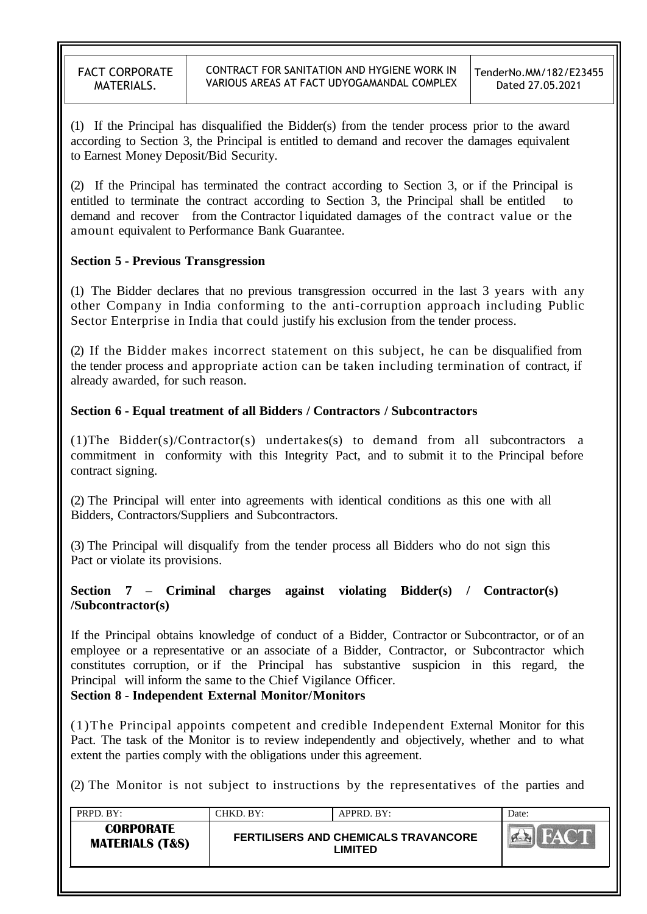(1) If the Principal has disqualified the Bidder(s) from the tender process prior to the award according to Section 3, the Principal is entitled to demand and recover the damages equivalent to Earnest Money Deposit/Bid Security.

(2) If the Principal has terminated the contract according to Section 3, or if the Principal is entitled to terminate the contract according to Section 3, the Principal shall be entitled to demand and recover from the Contractor liquidated damages of the contract value or the amount equivalent to Performance Bank Guarantee.

**Section 5 - Previous Transgression**

(1) The Bidder declares that no previous transgression occurred in the last 3 years with any other Company in India conforming to the anti-corruption approach including Public Sector Enterprise in India that could justify his exclusion from the tender process.

(2) If the Bidder makes incorrect statement on this subject, he can be disqualified from the tender process and appropriate action can be taken including termination of contract, if already awarded, for such reason.

**Section 6 - Equal treatment of all Bidders / Contractors / Subcontractors**

(1)The Bidder(s)/Contractor(s) undertakes(s) to demand from all subcontractors a commitment in conformity with this Integrity Pact, and to submit it to the Principal before contract signing.

(2) The Principal will enter into agreements with identical conditions as this one with all Bidders, Contractors/Suppliers and Subcontractors.

(3) The Principal will disqualify from the tender process all Bidders who do not sign this Pact or violate its provisions.

**Section 7 – Criminal charges against violating Bidder(s) / Contractor(s) /Subcontractor(s)**

If the Principal obtains knowledge of conduct of a Bidder, Contractor or Subcontractor, or of an employee or a representative or an associate of a Bidder, Contractor, or Subcontractor which constitutes corruption, or if the Principal has substantive suspicion in this regard, the Principal will inform the same to the Chief Vigilance Officer.

**Section 8 - Independent External Monitor/Monitors**

(1)The Principal appoints competent and credible Independent External Monitor for this Pact. The task of the Monitor is to review independently and objectively, whether and to what extent the parties comply with the obligations under this agreement.

(2) The Monitor is not subject to instructions by the representatives of the parties and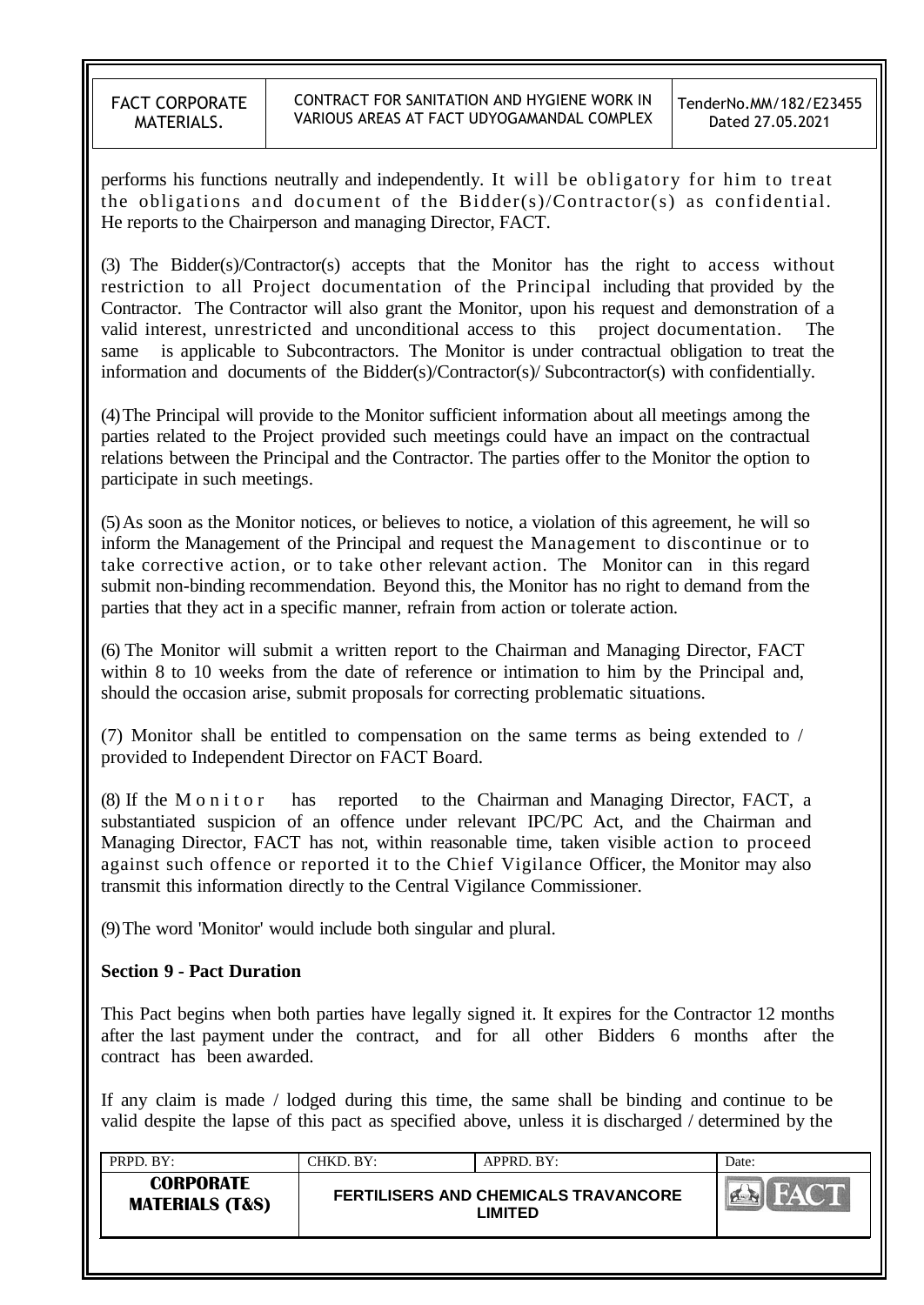performs his functions neutrally and independently. It will be obligatory for him to treat the obligations and document of the Bidder(s)/Contractor(s) as confidential. He reports to the Chairperson and managing Director, FACT.

(3) The Bidder(s)/Contractor(s) accepts that the Monitor has the right to access without restriction to all Project documentation of the Principal including that provided by the Contractor. The Contractor will also grant the Monitor, upon his request and demonstration of a valid interest, unrestricted and unconditional access to this project documentation. The same is applicable to Subcontractors. The Monitor is under contractual obligation to treat the information and documents of the Bidder(s)/Contractor(s)/ Subcontractor(s) with confidentially.

(4) The Principal will provide to the Monitor sufficient information about all meetings among the parties related to the Project provided such meetings could have an impact on the contractual relations between the Principal and the Contractor. The parties offer to the Monitor the option to participate in such meetings.

(5) As soon as the Monitor notices, or believes to notice, a violation of this agreement, he will so inform the Management of the Principal and request the Management to discontinue or to take corrective action, or to take other relevant action. The Monitor can in this regard submit non-binding recommendation. Beyond this, the Monitor has no right to demand from the parties that they act in a specific manner, refrain from action or tolerate action.

(6) The Monitor will submit a written report to the Chairman and Managing Director, FACT within 8 to 10 weeks from the date of reference or intimation to him by the Principal and, should the occasion arise, submit proposals for correcting problematic situations.

(7) Monitor shall be entitled to compensation on the same terms as being extended to / provided to Independent Director on FACT Board.

(8) If the Monitor has reported to the Chairman and Managing Director, FACT, a substantiated suspicion of an offence under relevant IPC/PC Act, and the Chairman and Managing Director, FACT has not, within reasonable time, taken visible action to proceed against such offence or reported it to the Chief Vigilance Officer, the Monitor may also transmit this information directly to the Central Vigilance Commissioner.

(9) The word 'Monitor' would include both singular and plural.

**Section 9 - Pact Duration**

This Pact begins when both parties have legally signed it. It expires for the Contractor 12 months after the last payment under the contract, and for all other Bidders 6 months after the contract has been awarded.

If any claim is made / lodged during this time, the same shall be binding and continue to be valid despite the lapse of this pact as specified above, unless it is discharged / determined by the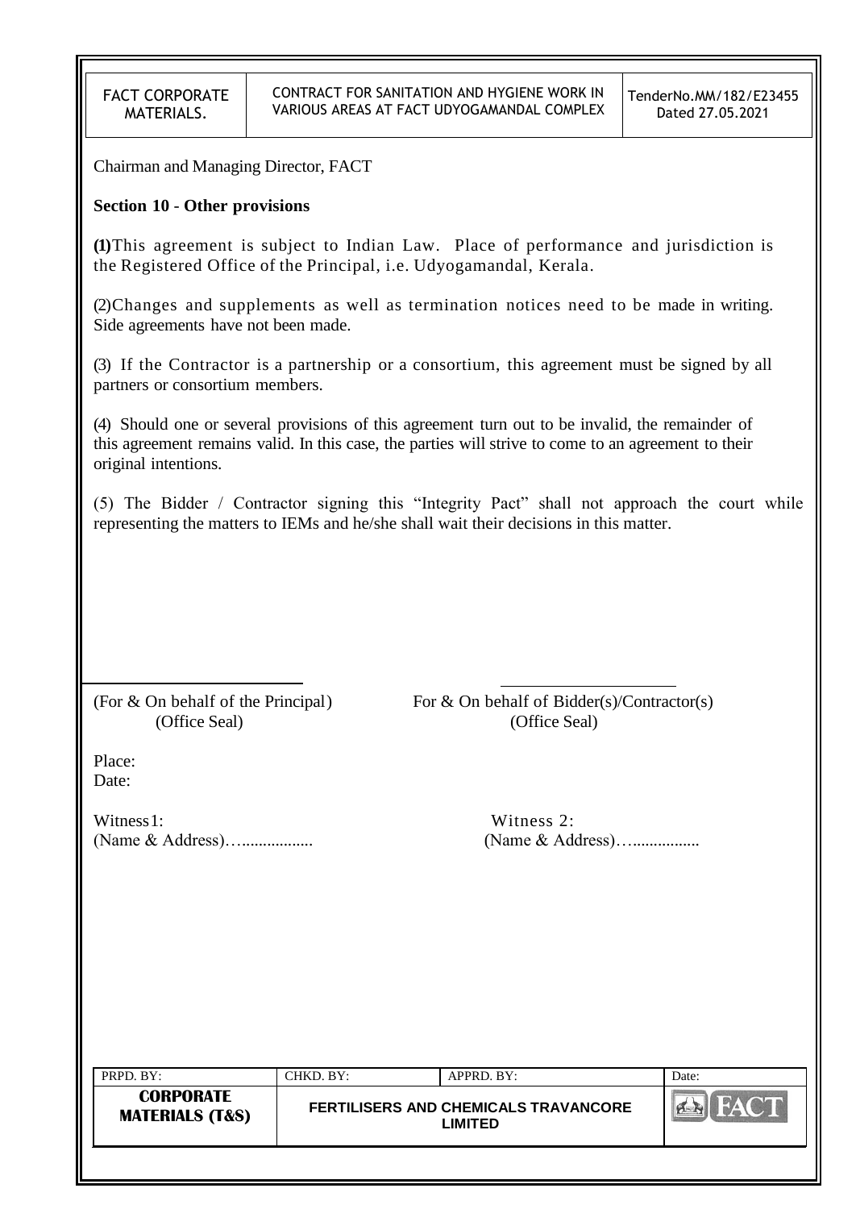Chairman and Managing Director, FACT

**Section 10 - Other provisions**

**(1)**This agreement is subject to Indian Law. Place of performance and jurisdiction is the Registered Office of the Principal, i.e. Udyogamandal, Kerala.

(2)Changes and supplements as well as termination notices need to be made in writing. Side agreements have not been made.

(3) If the Contractor is a partnership or a consortium, this agreement must be signed by all partners or consortium members.

(4) Should one or several provisions of this agreement turn out to be invalid, the remainder of this agreement remains valid. In this case, the parties will strive to come to an agreement to their original intentions.

(5) The Bidder / Contractor signing this "Integrity Pact" shall not approach the court while representing the matters to IEMs and he/she shall wait their decisions in this matter.

(For & On behalf of the Principal)
(Office Seal)

For & On behalf of Bidder(s)/Contractor(s)
(Office Seal)

Place:
Date:

Witness1:
(Name & Address)…................

Witness 2:
(Name & Address)…................